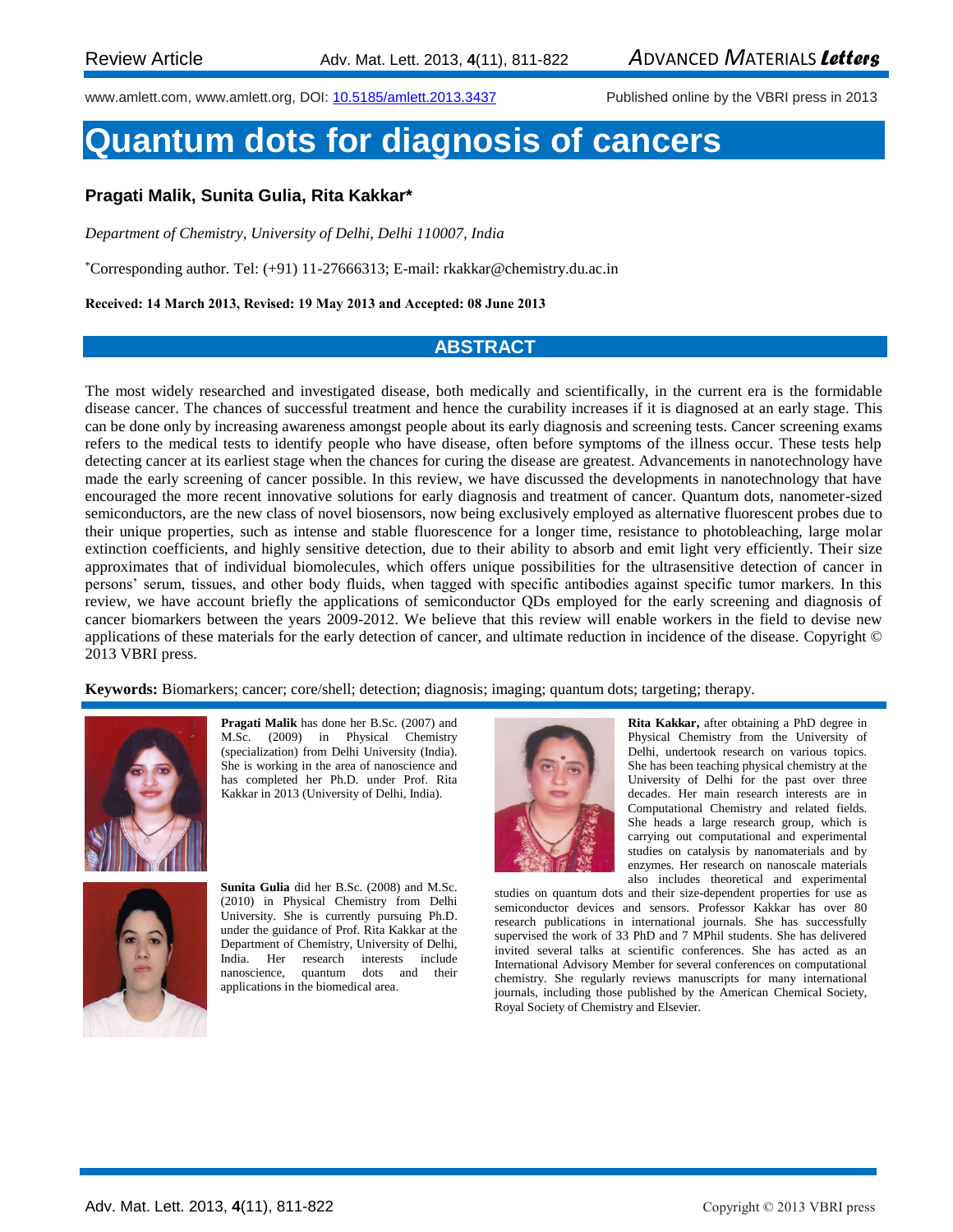Review Article

www.amlett.com, www.amlett.org, DOI: 10.5185/amlett.2013.3437 Published online by the VBRI press in 2013

# Quantum dots for diagnosis of cancers

**Pragati Malik, Sunita Gulia, Rita Kakkar***

*Department of Chemistry, University of Delhi, Delhi 110007, India*

*Corresponding author. Tel: (+91) 11-27666313; E-mail: rkakkar@chemistry.du.ac.in

**Received: 14 March 2013, Revised: 19 May 2013 and Accepted: 08 June 2013**

## ABSTRACT

The most widely researched and investigated disease, both medically and scientifically, in the current era is the formidable disease cancer. The chances of successful treatment and hence the curability increases if it is diagnosed at an early stage. This can be done only by increasing awareness amongst people about its early diagnosis and screening tests. Cancer screening exams refers to the medical tests to identify people who have disease, often before symptoms of the illness occur. These tests help detecting cancer at its earliest stage when the chances for curing the disease are greatest. Advancements in nanotechnology have made the early screening of cancer possible. In this review, we have discussed the developments in nanotechnology that have encouraged the more recent innovative solutions for early diagnosis and treatment of cancer. Quantum dots, nanometer-sized semiconductors, are the new class of novel biosensors, now being exclusively employed as alternative fluorescent probes due to their unique properties, such as intense and stable fluorescence for a longer time, resistance to photobleaching, large molar extinction coefficients, and highly sensitive detection, due to their ability to absorb and emit light very efficiently. Their size approximates that of individual biomolecules, which offers unique possibilities for the ultrasensitive detection of cancer in persons' serum, tissues, and other body fluids, when tagged with specific antibodies against specific tumor markers. In this review, we have account briefly the applications of semiconductor QDs employed for the early screening and diagnosis of cancer biomarkers between the years 2009-2012. We believe that this review will enable workers in the field to devise new applications of these materials for the early detection of cancer, and ultimate reduction in incidence of the disease. Copyright © 2013 VBRI press.

**Keywords:** Biomarkers; cancer; core/shell; detection; diagnosis; imaging; quantum dots; targeting; therapy.

**Pragati Malik** has done her B.Sc. (2007) and M.Sc. (2009) in Physical Chemistry (specialization) from Delhi University (India). She is working in the area of nanoscience and has completed her Ph.D. under Prof. Rita Kakkar in 2013 (University of Delhi, India).

**Sunita Gulia** did her B.Sc. (2008) and M.Sc. (2010) in Physical Chemistry from Delhi University. She is currently pursuing Ph.D. under the guidance of Prof. Rita Kakkar at the Department of Chemistry, University of Delhi, India. Her research interests include nanoscience, quantum dots and their applications in the biomedical area.

**Rita Kakkar,** after obtaining a PhD degree in Physical Chemistry from the University of Delhi, undertook research on various topics. She has been teaching physical chemistry at the University of Delhi for the past over three decades. Her main research interests are in Computational Chemistry and related fields. She heads a large research group, which is carrying out computational and experimental studies on catalysis by nanomaterials and by enzymes. Her research on nanoscale materials also includes theoretical and experimental studies on quantum dots and their size-dependent properties for use as semiconductor devices and sensors. Professor Kakkar has over 80 research publications in international journals. She has successfully supervised the work of 33 PhD and 7 MPhil students. She has delivered invited several talks at scientific conferences. She has acted as an International Advisory Member for several conferences on computational chemistry. She regularly reviews manuscripts for many international journals, including those published by the American Chemical Society, Royal Society of Chemistry and Elsevier.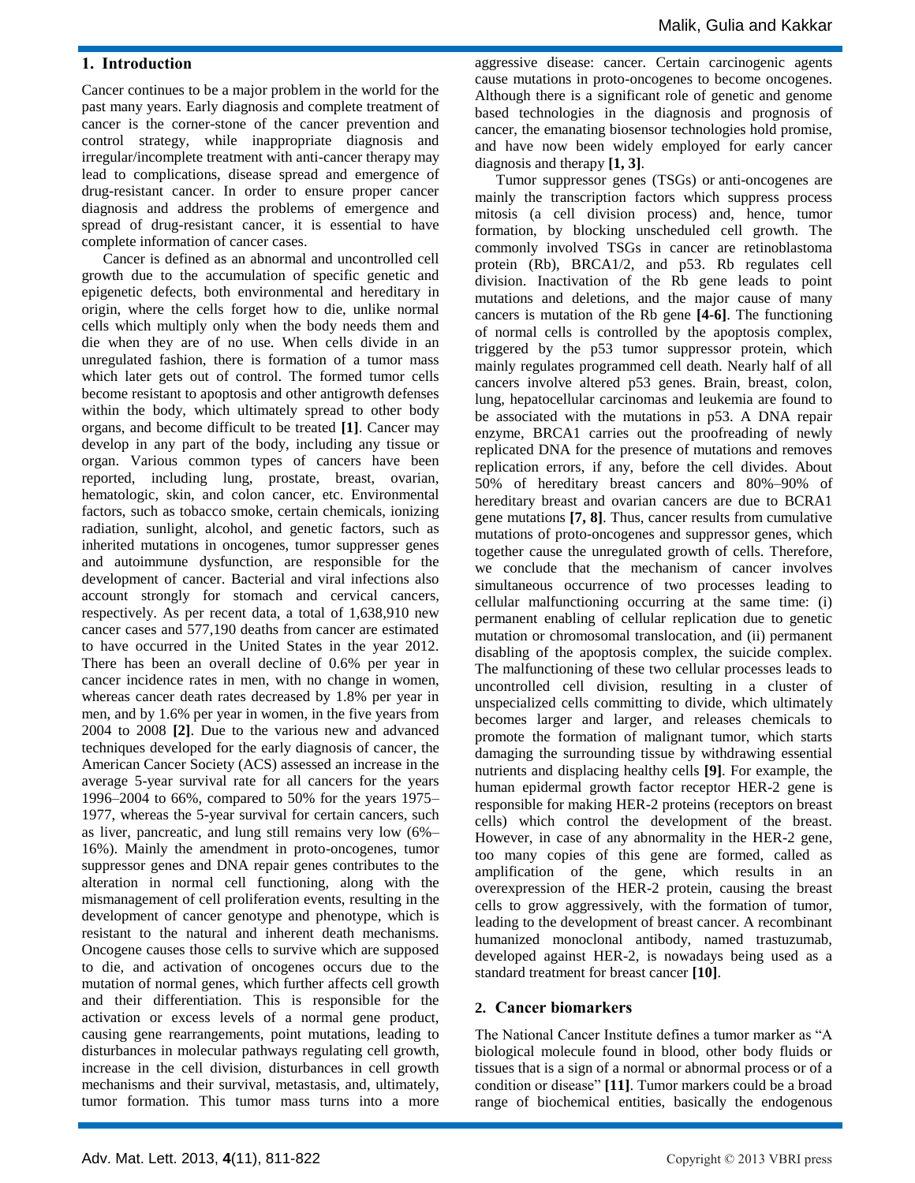## 1. Introduction

Cancer continues to be a major problem in the world for the past many years. Early diagnosis and complete treatment of cancer is the corner-stone of the cancer prevention and control strategy, while inappropriate diagnosis and irregular/incomplete treatment with anti-cancer therapy may lead to complications, disease spread and emergence of drug-resistant cancer. In order to ensure proper cancer diagnosis and address the problems of emergence and spread of drug-resistant cancer, it is essential to have complete information of cancer cases.

Cancer is defined as an abnormal and uncontrolled cell growth due to the accumulation of specific genetic and epigenetic defects, both environmental and hereditary in origin, where the cells forget how to die, unlike normal cells which multiply only when the body needs them and die when they are of no use. When cells divide in an unregulated fashion, there is formation of a tumor mass which later gets out of control. The formed tumor cells become resistant to apoptosis and other antigrowth defenses within the body, which ultimately spread to other body organs, and become difficult to be treated **[1]**. Cancer may develop in any part of the body, including any tissue or organ. Various common types of cancers have been reported, including lung, prostate, breast, ovarian, hematologic, skin, and colon cancer, etc. Environmental factors, such as tobacco smoke, certain chemicals, ionizing radiation, sunlight, alcohol, and genetic factors, such as inherited mutations in oncogenes, tumor suppresser genes and autoimmune dysfunction, are responsible for the development of cancer. Bacterial and viral infections also account strongly for stomach and cervical cancers, respectively. As per recent data, a total of 1,638,910 new cancer cases and 577,190 deaths from cancer are estimated to have occurred in the United States in the year 2012. There has been an overall decline of 0.6% per year in cancer incidence rates in men, with no change in women, whereas cancer death rates decreased by 1.8% per year in men, and by 1.6% per year in women, in the five years from 2004 to 2008 **[2]**. Due to the various new and advanced techniques developed for the early diagnosis of cancer, the American Cancer Society (ACS) assessed an increase in the average 5-year survival rate for all cancers for the years 1996–2004 to 66%, compared to 50% for the years 1975–1977, whereas the 5-year survival for certain cancers, such as liver, pancreatic, and lung still remains very low (6%–16%). Mainly the amendment in proto-oncogenes, tumor suppressor genes and DNA repair genes contributes to the alteration in normal cell functioning, along with the mismanagement of cell proliferation events, resulting in the development of cancer genotype and phenotype, which is resistant to the natural and inherent death mechanisms. Oncogene causes those cells to survive which are supposed to die, and activation of oncogenes occurs due to the mutation of normal genes, which further affects cell growth and their differentiation. This is responsible for the activation or excess levels of a normal gene product, causing gene rearrangements, point mutations, leading to disturbances in molecular pathways regulating cell growth, increase in the cell division, disturbances in cell growth mechanisms and their survival, metastasis, and, ultimately, tumor formation. This tumor mass turns into a more aggressive disease: cancer. Certain carcinogenic agents cause mutations in proto-oncogenes to become oncogenes. Although there is a significant role of genetic and genome based technologies in the diagnosis and prognosis of cancer, the emanating biosensor technologies hold promise, and have now been widely employed for early cancer diagnosis and therapy **[1, 3]**.

Tumor suppressor genes (TSGs) or anti-oncogenes are mainly the transcription factors which suppress process mitosis (a cell division process) and, hence, tumor formation, by blocking unscheduled cell growth. The commonly involved TSGs in cancer are retinoblastoma protein (Rb), BRCA1/2, and p53. Rb regulates cell division. Inactivation of the Rb gene leads to point mutations and deletions, and the major cause of many cancers is mutation of the Rb gene **[4-6]**. The functioning of normal cells is controlled by the apoptosis complex, triggered by the p53 tumor suppressor protein, which mainly regulates programmed cell death. Nearly half of all cancers involve altered p53 genes. Brain, breast, colon, lung, hepatocellular carcinomas and leukemia are found to be associated with the mutations in p53. A DNA repair enzyme, BRCA1 carries out the proofreading of newly replicated DNA for the presence of mutations and removes replication errors, if any, before the cell divides. About 50% of hereditary breast cancers and 80%–90% of hereditary breast and ovarian cancers are due to BCRA1 gene mutations **[7, 8]**. Thus, cancer results from cumulative mutations of proto-oncogenes and suppressor genes, which together cause the unregulated growth of cells. Therefore, we conclude that the mechanism of cancer involves simultaneous occurrence of two processes leading to cellular malfunctioning occurring at the same time: (i) permanent enabling of cellular replication due to genetic mutation or chromosomal translocation, and (ii) permanent disabling of the apoptosis complex, the suicide complex. The malfunctioning of these two cellular processes leads to uncontrolled cell division, resulting in a cluster of unspecialized cells committing to divide, which ultimately becomes larger and larger, and releases chemicals to promote the formation of malignant tumor, which starts damaging the surrounding tissue by withdrawing essential nutrients and displacing healthy cells **[9]**. For example, the human epidermal growth factor receptor HER-2 gene is responsible for making HER-2 proteins (receptors on breast cells) which control the development of the breast. However, in case of any abnormality in the HER-2 gene, too many copies of this gene are formed, called as amplification of the gene, which results in an overexpression of the HER-2 protein, causing the breast cells to grow aggressively, with the formation of tumor, leading to the development of breast cancer. A recombinant humanized monoclonal antibody, named trastuzumab, developed against HER-2, is nowadays being used as a standard treatment for breast cancer **[10]**.

## 2. Cancer biomarkers

The National Cancer Institute defines a tumor marker as "A biological molecule found in blood, other body fluids or tissues that is a sign of a normal or abnormal process or of a condition or disease" **[11]**. Tumor markers could be a broad range of biochemical entities, basically the endogenous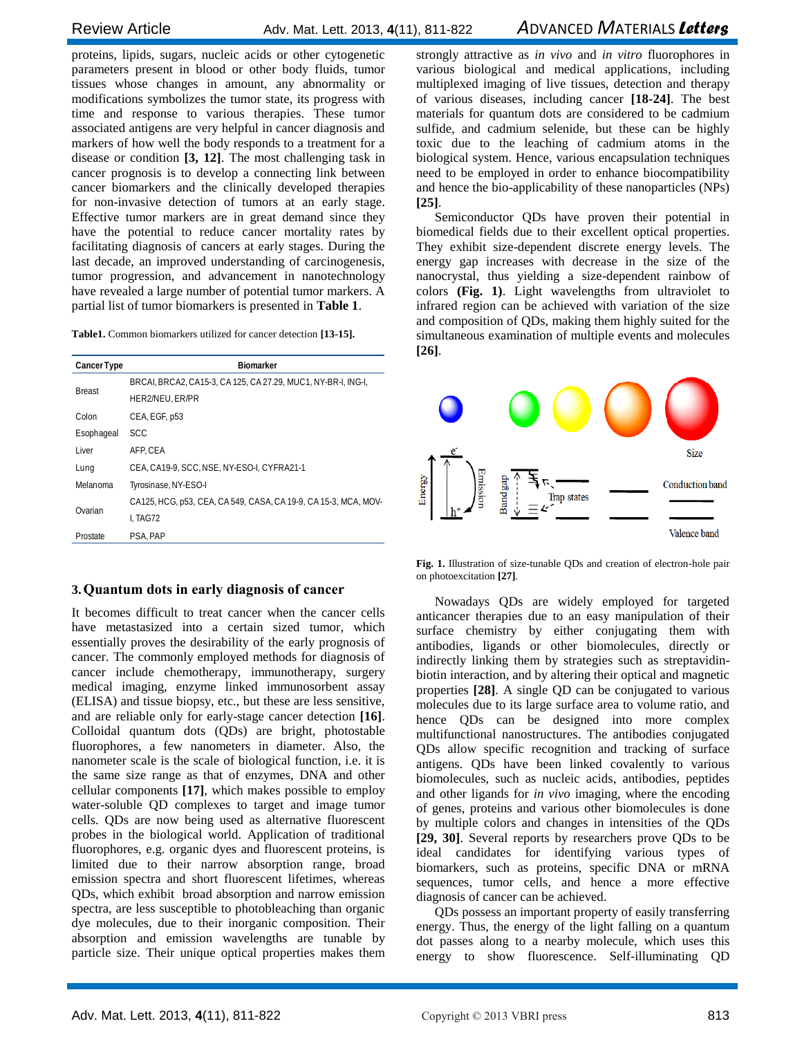proteins, lipids, sugars, nucleic acids or other cytogenetic parameters present in blood or other body fluids, tumor tissues whose changes in amount, any abnormality or modifications symbolizes the tumor state, its progress with time and response to various therapies. These tumor associated antigens are very helpful in cancer diagnosis and markers of how well the body responds to a treatment for a disease or condition **[3, 12]**. The most challenging task in cancer prognosis is to develop a connecting link between cancer biomarkers and the clinically developed therapies for non-invasive detection of tumors at an early stage. Effective tumor markers are in great demand since they have the potential to reduce cancer mortality rates by facilitating diagnosis of cancers at early stages. During the last decade, an improved understanding of carcinogenesis, tumor progression, and advancement in nanotechnology have revealed a large number of potential tumor markers. A partial list of tumor biomarkers is presented in **Table 1**.

**Table1.** Common biomarkers utilized for cancer detection **[13-15].**

| Cancer Type | Biomarker |
|---|---|
| Breast | BRCAI, BRCA2, CA15-3, CA 125, CA 27.29, MUC1, NY-BR-I, ING-I, HER2/NEU, ER/PR |
| Colon | CEA, EGF, p53 |
| Esophageal | SCC |
| Liver | AFP, CEA |
| Lung | CEA, CA19-9, SCC, NSE, NY-ESO-I, CYFRA21-1 |
| Melanoma | Tyrosinase, NY-ESO-I |
| Ovarian | CA125, HCG, p53, CEA, CA 549, CASA, CA 19-9, CA 15-3, MCA, MOV-I, TAG72 |
| Prostate | PSA, PAP |

## 3. Quantum dots in early diagnosis of cancer

It becomes difficult to treat cancer when the cancer cells have metastasized into a certain sized tumor, which essentially proves the desirability of the early prognosis of cancer. The commonly employed methods for diagnosis of cancer include chemotherapy, immunotherapy, surgery medical imaging, enzyme linked immunosorbent assay (ELISA) and tissue biopsy, etc., but these are less sensitive, and are reliable only for early-stage cancer detection **[16]**. Colloidal quantum dots (QDs) are bright, photostable fluorophores, a few nanometers in diameter. Also, the nanometer scale is the scale of biological function, i.e. it is the same size range as that of enzymes, DNA and other cellular components **[17]**, which makes possible to employ water-soluble QD complexes to target and image tumor cells. QDs are now being used as alternative fluorescent probes in the biological world. Application of traditional fluorophores, e.g. organic dyes and fluorescent proteins, is limited due to their narrow absorption range, broad emission spectra and short fluorescent lifetimes, whereas QDs, which exhibit broad absorption and narrow emission spectra, are less susceptible to photobleaching than organic dye molecules, due to their inorganic composition. Their absorption and emission wavelengths are tunable by particle size. Their unique optical properties makes them strongly attractive as *in vivo* and *in vitro* fluorophores in various biological and medical applications, including multiplexed imaging of live tissues, detection and therapy of various diseases, including cancer **[18-24]**. The best materials for quantum dots are considered to be cadmium sulfide, and cadmium selenide, but these can be highly toxic due to the leaching of cadmium atoms in the biological system. Hence, various encapsulation techniques need to be employed in order to enhance biocompatibility and hence the bio-applicability of these nanoparticles (NPs) **[25]**.

Semiconductor QDs have proven their potential in biomedical fields due to their excellent optical properties. They exhibit size-dependent discrete energy levels. The energy gap increases with decrease in the size of the nanocrystal, thus yielding a size-dependent rainbow of colors **(Fig. 1)**. Light wavelengths from ultraviolet to infrared region can be achieved with variation of the size and composition of QDs, making them highly suited for the simultaneous examination of multiple events and molecules **[26]**.

**Fig. 1.** Illustration of size-tunable QDs and creation of electron-hole pair on photoexcitation **[27]**.

Nowadays QDs are widely employed for targeted anticancer therapies due to an easy manipulation of their surface chemistry by either conjugating them with antibodies, ligands or other biomolecules, directly or indirectly linking them by strategies such as streptavidin-biotin interaction, and by altering their optical and magnetic properties **[28]**. A single QD can be conjugated to various molecules due to its large surface area to volume ratio, and hence QDs can be designed into more complex multifunctional nanostructures. The antibodies conjugated QDs allow specific recognition and tracking of surface antigens. QDs have been linked covalently to various biomolecules, such as nucleic acids, antibodies, peptides and other ligands for *in vivo* imaging, where the encoding of genes, proteins and various other biomolecules is done by multiple colors and changes in intensities of the QDs **[29, 30]**. Several reports by researchers prove QDs to be ideal candidates for identifying various types of biomarkers, such as proteins, specific DNA or mRNA sequences, tumor cells, and hence a more effective diagnosis of cancer can be achieved.

QDs possess an important property of easily transferring energy. Thus, the energy of the light falling on a quantum dot passes along to a nearby molecule, which uses this energy to show fluorescence. Self-illuminating QD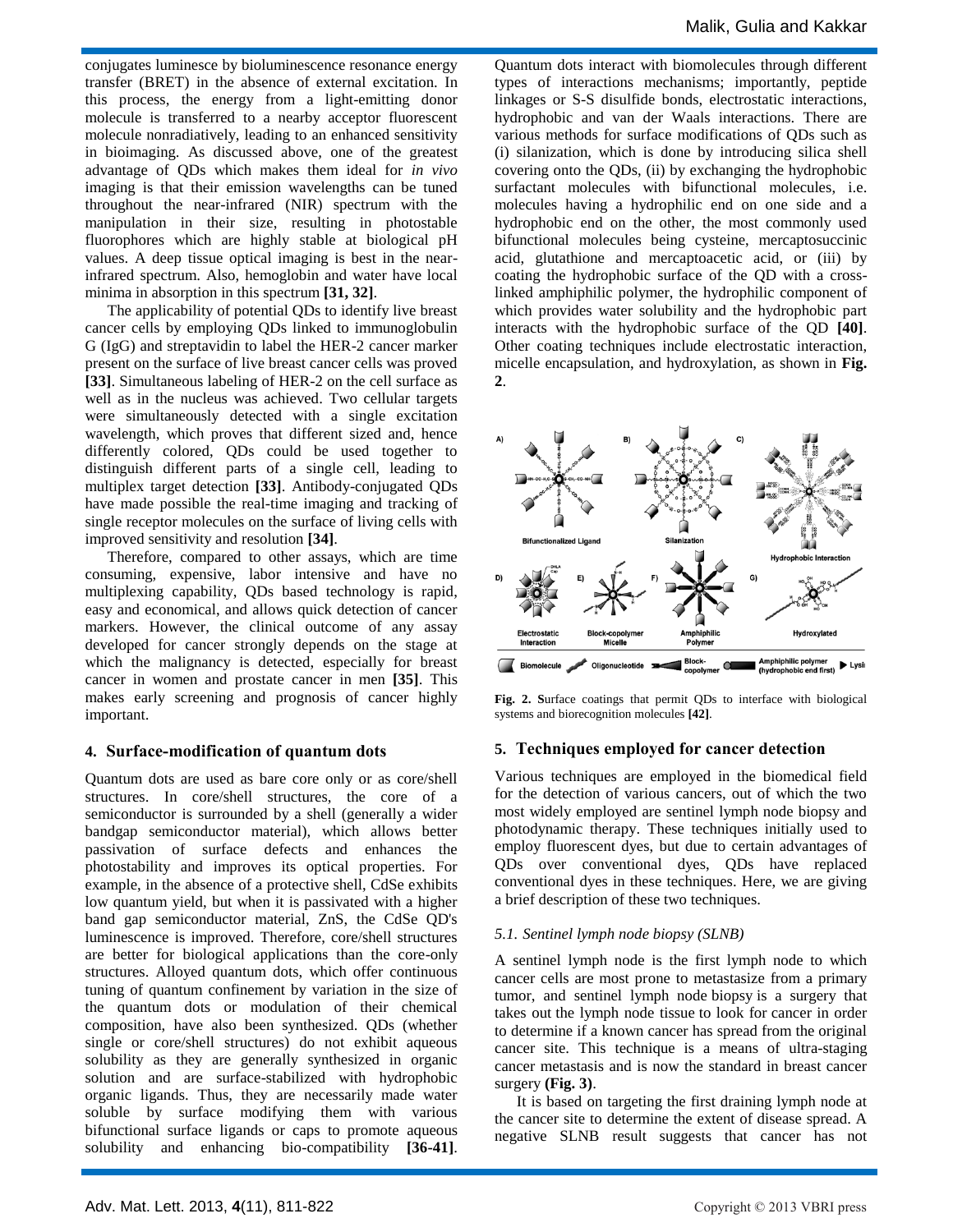conjugates luminesce by bioluminescence resonance energy transfer (BRET) in the absence of external excitation. In this process, the energy from a light-emitting donor molecule is transferred to a nearby acceptor fluorescent molecule nonradiatively, leading to an enhanced sensitivity in bioimaging. As discussed above, one of the greatest advantage of QDs which makes them ideal for *in vivo* imaging is that their emission wavelengths can be tuned throughout the near-infrared (NIR) spectrum with the manipulation in their size, resulting in photostable fluorophores which are highly stable at biological pH values. A deep tissue optical imaging is best in the near-infrared spectrum. Also, hemoglobin and water have local minima in absorption in this spectrum **[31, 32]**.

The applicability of potential QDs to identify live breast cancer cells by employing QDs linked to immunoglobulin G (IgG) and streptavidin to label the HER-2 cancer marker present on the surface of live breast cancer cells was proved **[33]**. Simultaneous labeling of HER-2 on the cell surface as well as in the nucleus was achieved. Two cellular targets were simultaneously detected with a single excitation wavelength, which proves that different sized and, hence differently colored, QDs could be used together to distinguish different parts of a single cell, leading to multiplex target detection **[33]**. Antibody-conjugated QDs have made possible the real-time imaging and tracking of single receptor molecules on the surface of living cells with improved sensitivity and resolution **[34]**.

Therefore, compared to other assays, which are time consuming, expensive, labor intensive and have no multiplexing capability, QDs based technology is rapid, easy and economical, and allows quick detection of cancer markers. However, the clinical outcome of any assay developed for cancer strongly depends on the stage at which the malignancy is detected, especially for breast cancer in women and prostate cancer in men **[35]**. This makes early screening and prognosis of cancer highly important.

## 4. Surface-modification of quantum dots

Quantum dots are used as bare core only or as core/shell structures. In core/shell structures, the core of a semiconductor is surrounded by a shell (generally a wider bandgap semiconductor material), which allows better passivation of surface defects and enhances the photostability and improves its optical properties. For example, in the absence of a protective shell, CdSe exhibits low quantum yield, but when it is passivated with a higher band gap semiconductor material, ZnS, the CdSe QD's luminescence is improved. Therefore, core/shell structures are better for biological applications than the core-only structures. Alloyed quantum dots, which offer continuous tuning of quantum confinement by variation in the size of the quantum dots or modulation of their chemical composition, have also been synthesized. QDs (whether single or core/shell structures) do not exhibit aqueous solubility as they are generally synthesized in organic solution and are surface-stabilized with hydrophobic organic ligands. Thus, they are necessarily made water soluble by surface modifying them with various bifunctional surface ligands or caps to promote aqueous solubility and enhancing bio-compatibility **[36-41]**. Quantum dots interact with biomolecules through different types of interactions mechanisms; importantly, peptide linkages or S-S disulfide bonds, electrostatic interactions, hydrophobic and van der Waals interactions. There are various methods for surface modifications of QDs such as (i) silanization, which is done by introducing silica shell covering onto the QDs, (ii) by exchanging the hydrophobic surfactant molecules with bifunctional molecules, i.e. molecules having a hydrophilic end on one side and a hydrophobic end on the other, the most commonly used bifunctional molecules being cysteine, mercaptosuccinic acid, glutathione and mercaptoacetic acid, or (iii) by coating the hydrophobic surface of the QD with a cross-linked amphiphilic polymer, the hydrophilic component of which provides water solubility and the hydrophobic part interacts with the hydrophobic surface of the QD **[40]**. Other coating techniques include electrostatic interaction, micelle encapsulation, and hydroxylation, as shown in **Fig. 2**.

**Fig. 2. S**urface coatings that permit QDs to interface with biological systems and biorecognition molecules **[42]**.

## 5. Techniques employed for cancer detection

Various techniques are employed in the biomedical field for the detection of various cancers, out of which the two most widely employed are sentinel lymph node biopsy and photodynamic therapy. These techniques initially used to employ fluorescent dyes, but due to certain advantages of QDs over conventional dyes, QDs have replaced conventional dyes in these techniques. Here, we are giving a brief description of these two techniques.

### *5.1. Sentinel lymph node biopsy (SLNB)*

A sentinel lymph node is the first lymph node to which cancer cells are most prone to metastasize from a primary tumor, and sentinel lymph node biopsy is a surgery that takes out the lymph node tissue to look for cancer in order to determine if a known cancer has spread from the original cancer site. This technique is a means of ultra-staging cancer metastasis and is now the standard in breast cancer surgery **(Fig. 3)**.

It is based on targeting the first draining lymph node at the cancer site to determine the extent of disease spread. A negative SLNB result suggests that cancer has not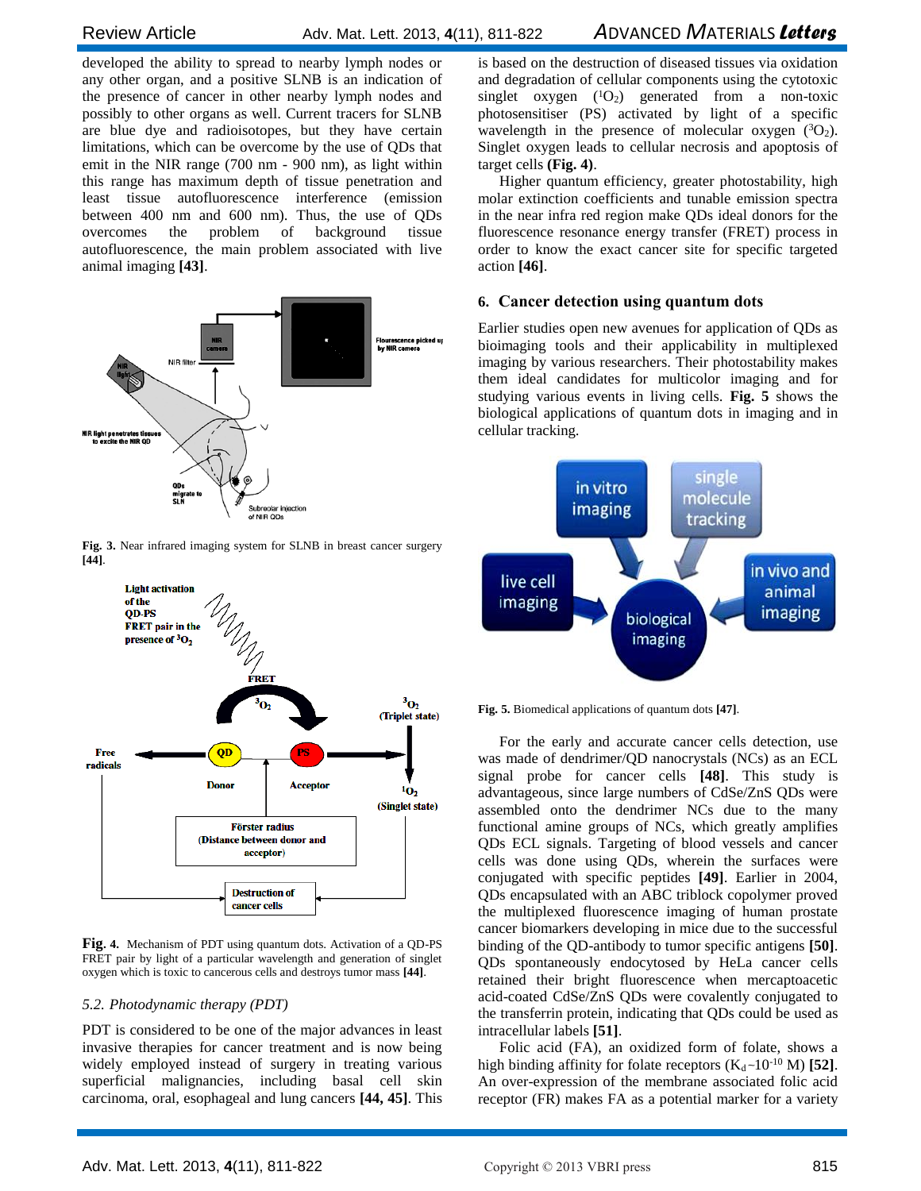developed the ability to spread to nearby lymph nodes or any other organ, and a positive SLNB is an indication of the presence of cancer in other nearby lymph nodes and possibly to other organs as well. Current tracers for SLNB are blue dye and radioisotopes, but they have certain limitations, which can be overcome by the use of QDs that emit in the NIR range (700 nm - 900 nm), as light within this range has maximum depth of tissue penetration and least tissue autofluorescence interference (emission between 400 nm and 600 nm). Thus, the use of QDs overcomes the problem of background tissue autofluorescence, the main problem associated with live animal imaging **[43]**.

**Fig. 3.** Near infrared imaging system for SLNB in breast cancer surgery **[44]**.

**Fig. 4.** Mechanism of PDT using quantum dots. Activation of a QD-PS FRET pair by light of a particular wavelength and generation of singlet oxygen which is toxic to cancerous cells and destroys tumor mass **[44]**.

### *5.2. Photodynamic therapy (PDT)*

PDT is considered to be one of the major advances in least invasive therapies for cancer treatment and is now being widely employed instead of surgery in treating various superficial malignancies, including basal cell skin carcinoma, oral, esophageal and lung cancers **[44, 45]**. This is based on the destruction of diseased tissues via oxidation and degradation of cellular components using the cytotoxic singlet oxygen ($^1O_2$) generated from a non-toxic photosensitiser (PS) activated by light of a specific wavelength in the presence of molecular oxygen ($^3O_2$). Singlet oxygen leads to cellular necrosis and apoptosis of target cells **(Fig. 4)**.

Higher quantum efficiency, greater photostability, high molar extinction coefficients and tunable emission spectra in the near infra red region make QDs ideal donors for the fluorescence resonance energy transfer (FRET) process in order to know the exact cancer site for specific targeted action **[46]**.

## 6. Cancer detection using quantum dots

Earlier studies open new avenues for application of QDs as bioimaging tools and their applicability in multiplexed imaging by various researchers. Their photostability makes them ideal candidates for multicolor imaging and for studying various events in living cells. **Fig. 5** shows the biological applications of quantum dots in imaging and in cellular tracking.

**Fig. 5.** Biomedical applications of quantum dots **[47]**.

For the early and accurate cancer cells detection, use was made of dendrimer/QD nanocrystals (NCs) as an ECL signal probe for cancer cells **[48]**. This study is advantageous, since large numbers of CdSe/ZnS QDs were assembled onto the dendrimer NCs due to the many functional amine groups of NCs, which greatly amplifies QDs ECL signals. Targeting of blood vessels and cancer cells was done using QDs, wherein the surfaces were conjugated with specific peptides **[49]**. Earlier in 2004, QDs encapsulated with an ABC triblock copolymer proved the multiplexed fluorescence imaging of human prostate cancer biomarkers developing in mice due to the successful binding of the QD-antibody to tumor specific antigens **[50]**. QDs spontaneously endocytosed by HeLa cancer cells retained their bright fluorescence when mercaptoacetic acid-coated CdSe/ZnS QDs were covalently conjugated to the transferrin protein, indicating that QDs could be used as intracellular labels **[51]**.

Folic acid (FA), an oxidized form of folate, shows a high binding affinity for folate receptors ($K_d$~$10^{-10}$ M) **[52]**. An over-expression of the membrane associated folic acid receptor (FR) makes FA as a potential marker for a variety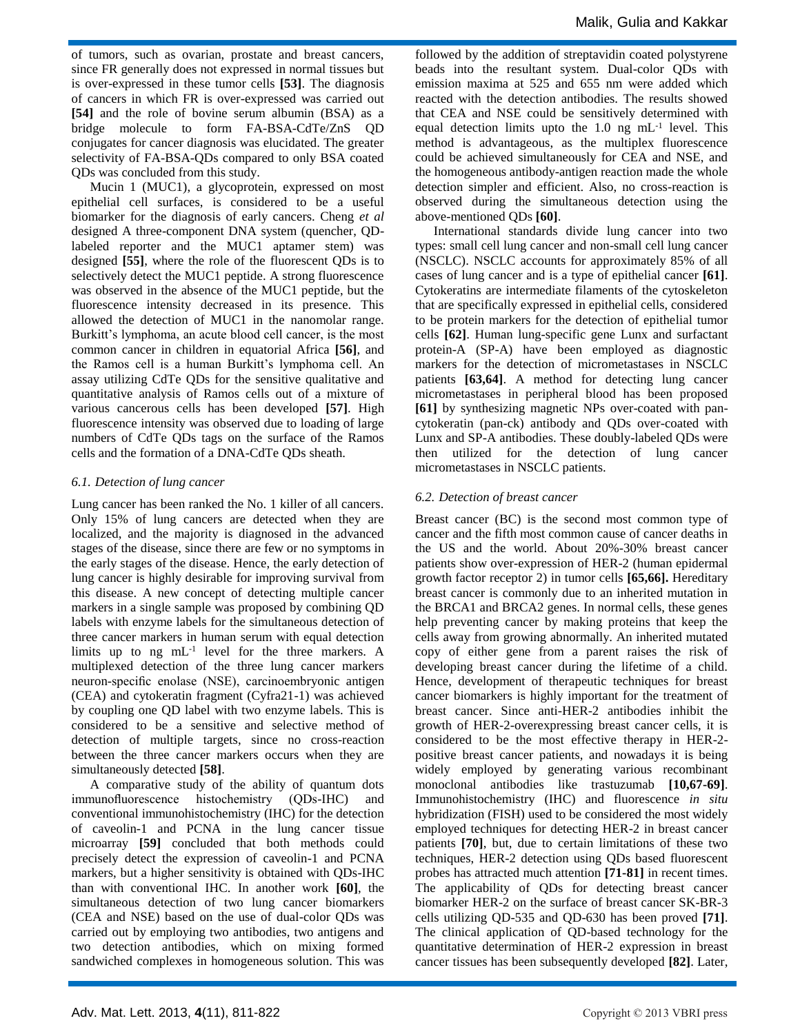of tumors, such as ovarian, prostate and breast cancers, since FR generally does not expressed in normal tissues but is over-expressed in these tumor cells **[53]**. The diagnosis of cancers in which FR is over-expressed was carried out **[54]** and the role of bovine serum albumin (BSA) as a bridge molecule to form FA-BSA-CdTe/ZnS QD conjugates for cancer diagnosis was elucidated. The greater selectivity of FA-BSA-QDs compared to only BSA coated QDs was concluded from this study.

Mucin 1 (MUC1), a glycoprotein, expressed on most epithelial cell surfaces, is considered to be a useful biomarker for the diagnosis of early cancers. Cheng *et al* designed A three-component DNA system (quencher, QD-labeled reporter and the MUC1 aptamer stem) was designed **[55]**, where the role of the fluorescent QDs is to selectively detect the MUC1 peptide. A strong fluorescence was observed in the absence of the MUC1 peptide, but the fluorescence intensity decreased in its presence. This allowed the detection of MUC1 in the nanomolar range. Burkitt's lymphoma, an acute blood cell cancer, is the most common cancer in children in equatorial Africa **[56]**, and the Ramos cell is a human Burkitt's lymphoma cell. An assay utilizing CdTe QDs for the sensitive qualitative and quantitative analysis of Ramos cells out of a mixture of various cancerous cells has been developed **[57]**. High fluorescence intensity was observed due to loading of large numbers of CdTe QDs tags on the surface of the Ramos cells and the formation of a DNA-CdTe QDs sheath.

### *6.1. Detection of lung cancer*

Lung cancer has been ranked the No. 1 killer of all cancers. Only 15% of lung cancers are detected when they are localized, and the majority is diagnosed in the advanced stages of the disease, since there are few or no symptoms in the early stages of the disease. Hence, the early detection of lung cancer is highly desirable for improving survival from this disease. A new concept of detecting multiple cancer markers in a single sample was proposed by combining QD labels with enzyme labels for the simultaneous detection of three cancer markers in human serum with equal detection limits up to ng $mL^{-1}$ level for the three markers. A multiplexed detection of the three lung cancer markers neuron-specific enolase (NSE), carcinoembryonic antigen (CEA) and cytokeratin fragment (Cyfra21-1) was achieved by coupling one QD label with two enzyme labels. This is considered to be a sensitive and selective method of detection of multiple targets, since no cross-reaction between the three cancer markers occurs when they are simultaneously detected **[58]**.

A comparative study of the ability of quantum dots immunofluorescence histochemistry (QDs-IHC) and conventional immunohistochemistry (IHC) for the detection of caveolin-1 and PCNA in the lung cancer tissue microarray **[59]** concluded that both methods could precisely detect the expression of caveolin-1 and PCNA markers, but a higher sensitivity is obtained with QDs-IHC than with conventional IHC. In another work **[60]**, the simultaneous detection of two lung cancer biomarkers (CEA and NSE) based on the use of dual-color QDs was carried out by employing two antibodies, two antigens and two detection antibodies, which on mixing formed sandwiched complexes in homogeneous solution. This was followed by the addition of streptavidin coated polystyrene beads into the resultant system. Dual-color QDs with emission maxima at 525 and 655 nm were added which reacted with the detection antibodies. The results showed that CEA and NSE could be sensitively determined with equal detection limits upto the 1.0 ng $mL^{-1}$ level. This method is advantageous, as the multiplex fluorescence could be achieved simultaneously for CEA and NSE, and the homogeneous antibody-antigen reaction made the whole detection simpler and efficient. Also, no cross-reaction is observed during the simultaneous detection using the above-mentioned QDs **[60]**.

International standards divide lung cancer into two types: small cell lung cancer and non-small cell lung cancer (NSCLC). NSCLC accounts for approximately 85% of all cases of lung cancer and is a type of epithelial cancer **[61]**. Cytokeratins are intermediate filaments of the cytoskeleton that are specifically expressed in epithelial cells, considered to be protein markers for the detection of epithelial tumor cells **[62]**. Human lung-specific gene Lunx and surfactant protein-A (SP-A) have been employed as diagnostic markers for the detection of micrometastases in NSCLC patients **[63,64]**. A method for detecting lung cancer micrometastases in peripheral blood has been proposed **[61]** by synthesizing magnetic NPs over-coated with pan-cytokeratin (pan-ck) antibody and QDs over-coated with Lunx and SP-A antibodies. These doubly-labeled QDs were then utilized for the detection of lung cancer micrometastases in NSCLC patients.

### *6.2. Detection of breast cancer*

Breast cancer (BC) is the second most common type of cancer and the fifth most common cause of cancer deaths in the US and the world. About 20%-30% breast cancer patients show over-expression of HER-2 (human epidermal growth factor receptor 2) in tumor cells **[65,66].** Hereditary breast cancer is commonly due to an inherited mutation in the BRCA1 and BRCA2 genes. In normal cells, these genes help preventing cancer by making proteins that keep the cells away from growing abnormally. An inherited mutated copy of either gene from a parent raises the risk of developing breast cancer during the lifetime of a child. Hence, development of therapeutic techniques for breast cancer biomarkers is highly important for the treatment of breast cancer. Since anti-HER-2 antibodies inhibit the growth of HER-2-overexpressing breast cancer cells, it is considered to be the most effective therapy in HER-2-positive breast cancer patients, and nowadays it is being widely employed by generating various recombinant monoclonal antibodies like trastuzumab **[10,67-69]**. Immunohistochemistry (IHC) and fluorescence *in situ* hybridization (FISH) used to be considered the most widely employed techniques for detecting HER-2 in breast cancer patients **[70]**, but, due to certain limitations of these two techniques, HER-2 detection using QDs based fluorescent probes has attracted much attention **[71-81]** in recent times. The applicability of QDs for detecting breast cancer biomarker HER-2 on the surface of breast cancer SK-BR-3 cells utilizing QD-535 and QD-630 has been proved **[71]**. The clinical application of QD-based technology for the quantitative determination of HER-2 expression in breast cancer tissues has been subsequently developed **[82]**. Later,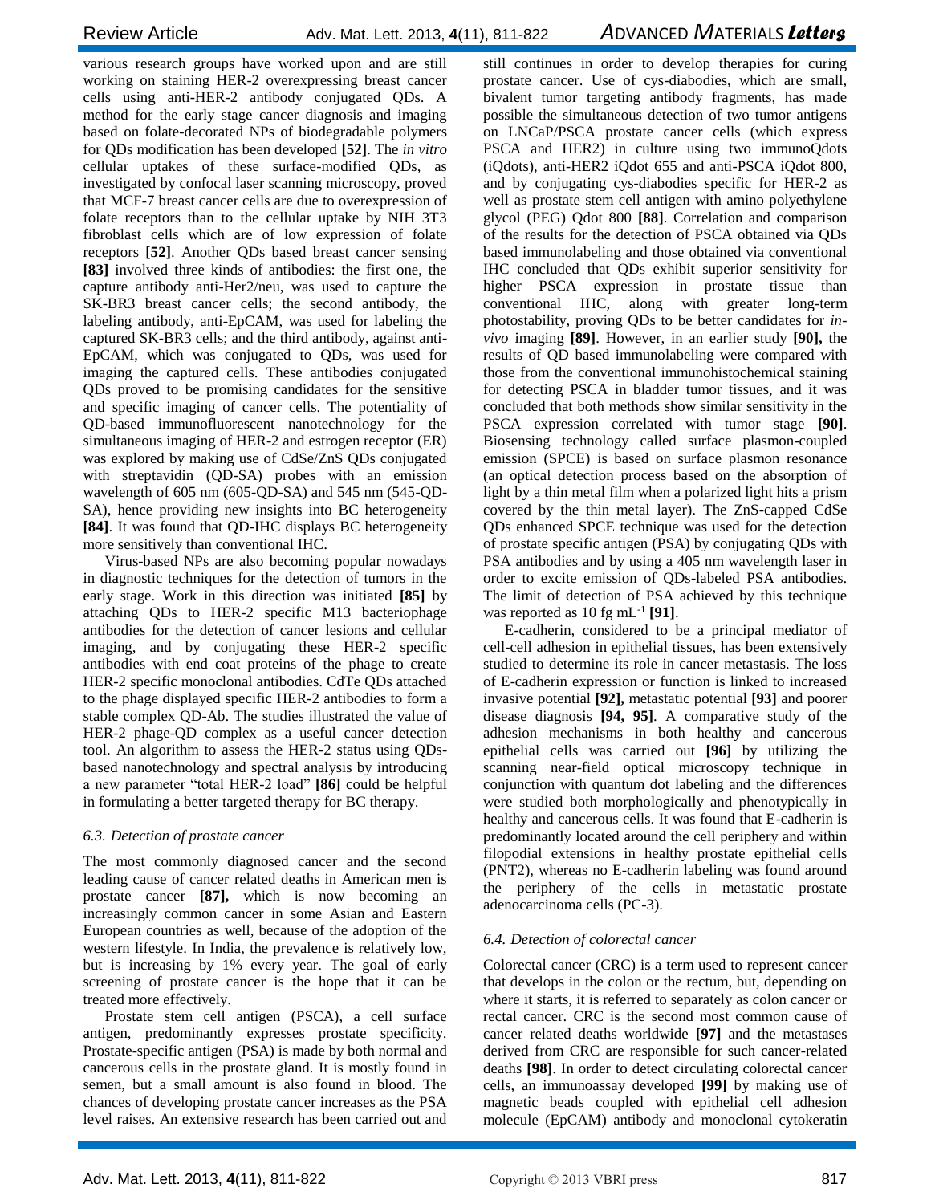various research groups have worked upon and are still working on staining HER-2 overexpressing breast cancer cells using anti-HER-2 antibody conjugated QDs. A method for the early stage cancer diagnosis and imaging based on folate-decorated NPs of biodegradable polymers for QDs modification has been developed **[52]**. The *in vitro* cellular uptakes of these surface-modified QDs, as investigated by confocal laser scanning microscopy, proved that MCF-7 breast cancer cells are due to overexpression of folate receptors than to the cellular uptake by NIH 3T3 fibroblast cells which are of low expression of folate receptors **[52]**. Another QDs based breast cancer sensing **[83]** involved three kinds of antibodies: the first one, the capture antibody anti-Her2/neu, was used to capture the SK-BR3 breast cancer cells; the second antibody, the labeling antibody, anti-EpCAM, was used for labeling the captured SK-BR3 cells; and the third antibody, against anti-EpCAM, which was conjugated to QDs, was used for imaging the captured cells. These antibodies conjugated QDs proved to be promising candidates for the sensitive and specific imaging of cancer cells. The potentiality of QD-based immunofluorescent nanotechnology for the simultaneous imaging of HER-2 and estrogen receptor (ER) was explored by making use of CdSe/ZnS QDs conjugated with streptavidin (QD-SA) probes with an emission wavelength of 605 nm (605-QD-SA) and 545 nm (545-QD-SA), hence providing new insights into BC heterogeneity **[84]**. It was found that QD-IHC displays BC heterogeneity more sensitively than conventional IHC.

Virus-based NPs are also becoming popular nowadays in diagnostic techniques for the detection of tumors in the early stage. Work in this direction was initiated **[85]** by attaching QDs to HER-2 specific M13 bacteriophage antibodies for the detection of cancer lesions and cellular imaging, and by conjugating these HER-2 specific antibodies with end coat proteins of the phage to create HER-2 specific monoclonal antibodies. CdTe QDs attached to the phage displayed specific HER-2 antibodies to form a stable complex QD-Ab. The studies illustrated the value of HER-2 phage-QD complex as a useful cancer detection tool. An algorithm to assess the HER-2 status using QDs-based nanotechnology and spectral analysis by introducing a new parameter "total HER-2 load" **[86]** could be helpful in formulating a better targeted therapy for BC therapy.

### *6.3. Detection of prostate cancer*

The most commonly diagnosed cancer and the second leading cause of cancer related deaths in American men is prostate cancer **[87],** which is now becoming an increasingly common cancer in some Asian and Eastern European countries as well, because of the adoption of the western lifestyle. In India, the prevalence is relatively low, but is increasing by 1% every year. The goal of early screening of prostate cancer is the hope that it can be treated more effectively.

Prostate stem cell antigen (PSCA), a cell surface antigen, predominantly expresses prostate specificity. Prostate-specific antigen (PSA) is made by both normal and cancerous cells in the prostate gland. It is mostly found in semen, but a small amount is also found in blood. The chances of developing prostate cancer increases as the PSA level raises. An extensive research has been carried out and still continues in order to develop therapies for curing prostate cancer. Use of cys-diabodies, which are small, bivalent tumor targeting antibody fragments, has made possible the simultaneous detection of two tumor antigens on LNCaP/PSCA prostate cancer cells (which express PSCA and HER2) in culture using two immunoQdots (iQdots), anti-HER2 iQdot 655 and anti-PSCA iQdot 800, and by conjugating cys-diabodies specific for HER-2 as well as prostate stem cell antigen with amino polyethylene glycol (PEG) Qdot 800 **[88]**. Correlation and comparison of the results for the detection of PSCA obtained via QDs based immunolabeling and those obtained via conventional IHC concluded that QDs exhibit superior sensitivity for higher PSCA expression in prostate tissue than conventional IHC, along with greater long-term photostability, proving QDs to be better candidates for *in-vivo* imaging **[89]**. However, in an earlier study **[90],** the results of QD based immunolabeling were compared with those from the conventional immunohistochemical staining for detecting PSCA in bladder tumor tissues, and it was concluded that both methods show similar sensitivity in the PSCA expression correlated with tumor stage **[90]**. Biosensing technology called surface plasmon-coupled emission (SPCE) is based on surface plasmon resonance (an optical detection process based on the absorption of light by a thin metal film when a polarized light hits a prism covered by the thin metal layer). The ZnS-capped CdSe QDs enhanced SPCE technique was used for the detection of prostate specific antigen (PSA) by conjugating QDs with PSA antibodies and by using a 405 nm wavelength laser in order to excite emission of QDs-labeled PSA antibodies. The limit of detection of PSA achieved by this technique was reported as 10 fg $mL^{-1}$ **[91]**.

E-cadherin, considered to be a principal mediator of cell-cell adhesion in epithelial tissues, has been extensively studied to determine its role in cancer metastasis. The loss of E-cadherin expression or function is linked to increased invasive potential **[92],** metastatic potential **[93]** and poorer disease diagnosis **[94, 95]**. A comparative study of the adhesion mechanisms in both healthy and cancerous epithelial cells was carried out **[96]** by utilizing the scanning near-field optical microscopy technique in conjunction with quantum dot labeling and the differences were studied both morphologically and phenotypically in healthy and cancerous cells. It was found that E-cadherin is predominantly located around the cell periphery and within filopodial extensions in healthy prostate epithelial cells (PNT2), whereas no E-cadherin labeling was found around the periphery of the cells in metastatic prostate adenocarcinoma cells (PC-3).

### *6.4. Detection of colorectal cancer*

Colorectal cancer (CRC) is a term used to represent cancer that develops in the colon or the rectum, but, depending on where it starts, it is referred to separately as colon cancer or rectal cancer. CRC is the second most common cause of cancer related deaths worldwide **[97]** and the metastases derived from CRC are responsible for such cancer-related deaths **[98]**. In order to detect circulating colorectal cancer cells, an immunoassay developed **[99]** by making use of magnetic beads coupled with epithelial cell adhesion molecule (EpCAM) antibody and monoclonal cytokeratin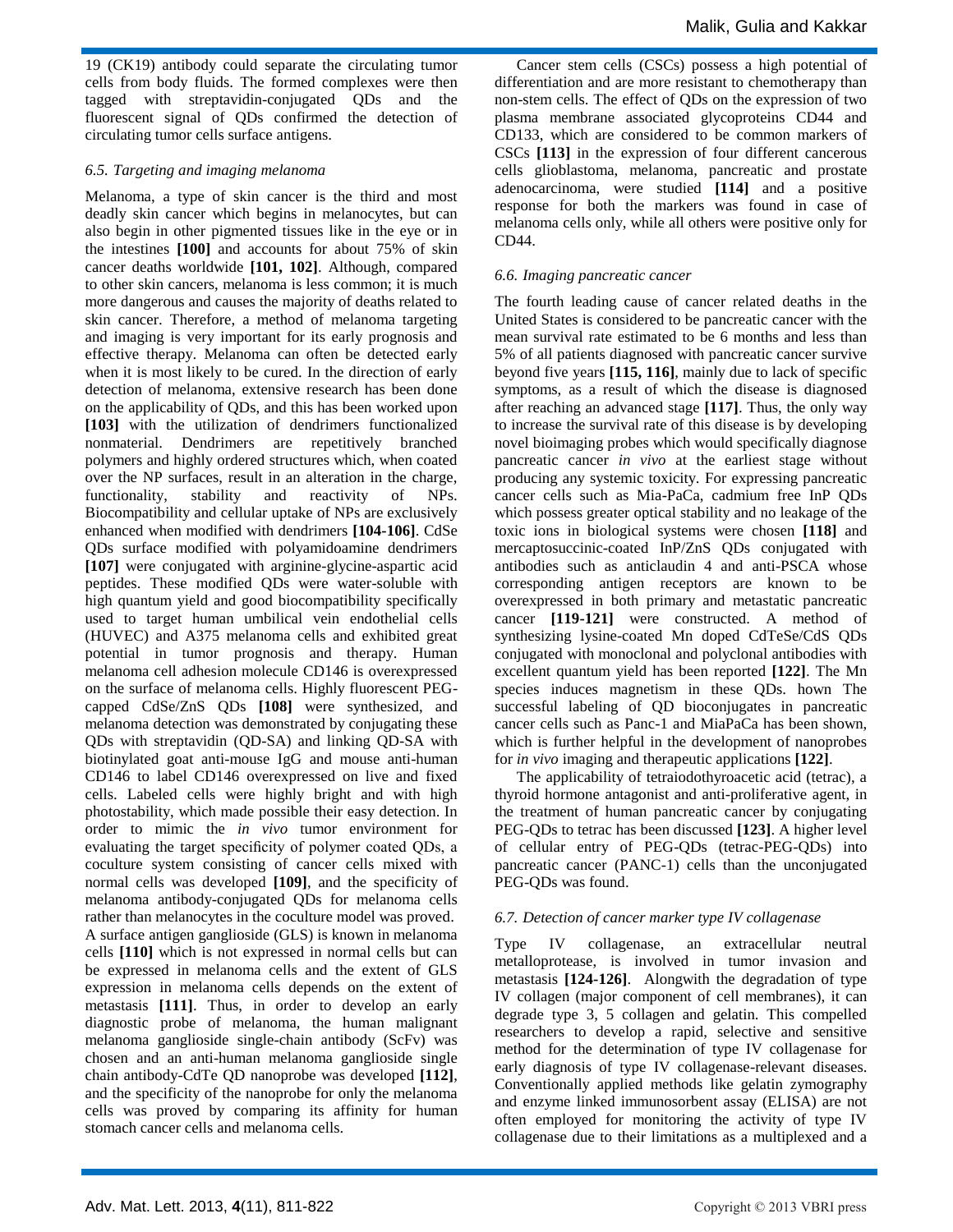19 (CK19) antibody could separate the circulating tumor cells from body fluids. The formed complexes were then tagged with streptavidin-conjugated QDs and the fluorescent signal of QDs confirmed the detection of circulating tumor cells surface antigens.

### *6.5. Targeting and imaging melanoma*

Melanoma, a type of skin cancer is the third and most deadly skin cancer which begins in melanocytes, but can also begin in other pigmented tissues like in the eye or in the intestines **[100]** and accounts for about 75% of skin cancer deaths worldwide **[101, 102]**. Although, compared to other skin cancers, melanoma is less common; it is much more dangerous and causes the majority of deaths related to skin cancer. Therefore, a method of melanoma targeting and imaging is very important for its early prognosis and effective therapy. Melanoma can often be detected early when it is most likely to be cured. In the direction of early detection of melanoma, extensive research has been done on the applicability of QDs, and this has been worked upon **[103]** with the utilization of dendrimers functionalized nonmaterial. Dendrimers are repetitively branched polymers and highly ordered structures which, when coated over the NP surfaces, result in an alteration in the charge, functionality, stability and reactivity of NPs. Biocompatibility and cellular uptake of NPs are exclusively enhanced when modified with dendrimers **[104-106]**. CdSe QDs surface modified with polyamidoamine dendrimers **[107]** were conjugated with arginine-glycine-aspartic acid peptides. These modified QDs were water-soluble with high quantum yield and good biocompatibility specifically used to target human umbilical vein endothelial cells (HUVEC) and A375 melanoma cells and exhibited great potential in tumor prognosis and therapy. Human melanoma cell adhesion molecule CD146 is overexpressed on the surface of melanoma cells. Highly fluorescent PEG-capped CdSe/ZnS QDs **[108]** were synthesized, and melanoma detection was demonstrated by conjugating these QDs with streptavidin (QD-SA) and linking QD-SA with biotinylated goat anti-mouse IgG and mouse anti-human CD146 to label CD146 overexpressed on live and fixed cells. Labeled cells were highly bright and with high photostability, which made possible their easy detection. In order to mimic the *in vivo* tumor environment for evaluating the target specificity of polymer coated QDs, a coculture system consisting of cancer cells mixed with normal cells was developed **[109]**, and the specificity of melanoma antibody-conjugated QDs for melanoma cells rather than melanocytes in the coculture model was proved. A surface antigen ganglioside (GLS) is known in melanoma cells **[110]** which is not expressed in normal cells but can be expressed in melanoma cells and the extent of GLS expression in melanoma cells depends on the extent of metastasis **[111]**. Thus, in order to develop an early diagnostic probe of melanoma, the human malignant melanoma ganglioside single-chain antibody (ScFv) was chosen and an anti-human melanoma ganglioside single chain antibody-CdTe QD nanoprobe was developed **[112]**, and the specificity of the nanoprobe for only the melanoma cells was proved by comparing its affinity for human stomach cancer cells and melanoma cells.

Cancer stem cells (CSCs) possess a high potential of differentiation and are more resistant to chemotherapy than non-stem cells. The effect of QDs on the expression of two plasma membrane associated glycoproteins CD44 and CD133, which are considered to be common markers of CSCs **[113]** in the expression of four different cancerous cells glioblastoma, melanoma, pancreatic and prostate adenocarcinoma, were studied **[114]** and a positive response for both the markers was found in case of melanoma cells only, while all others were positive only for CD44.

### *6.6. Imaging pancreatic cancer*

The fourth leading cause of cancer related deaths in the United States is considered to be pancreatic cancer with the mean survival rate estimated to be 6 months and less than 5% of all patients diagnosed with pancreatic cancer survive beyond five years **[115, 116]**, mainly due to lack of specific symptoms, as a result of which the disease is diagnosed after reaching an advanced stage **[117]**. Thus, the only way to increase the survival rate of this disease is by developing novel bioimaging probes which would specifically diagnose pancreatic cancer *in vivo* at the earliest stage without producing any systemic toxicity. For expressing pancreatic cancer cells such as Mia-PaCa, cadmium free InP QDs which possess greater optical stability and no leakage of the toxic ions in biological systems were chosen **[118]** and mercaptosuccinic-coated InP/ZnS QDs conjugated with antibodies such as anticlaudin 4 and anti-PSCA whose corresponding antigen receptors are known to be overexpressed in both primary and metastatic pancreatic cancer **[119-121]** were constructed. A method of synthesizing lysine-coated Mn doped CdTeSe/CdS QDs conjugated with monoclonal and polyclonal antibodies with excellent quantum yield has been reported **[122]**. The Mn species induces magnetism in these QDs. hown The successful labeling of QD bioconjugates in pancreatic cancer cells such as Panc-1 and MiaPaCa has been shown, which is further helpful in the development of nanoprobes for *in vivo* imaging and therapeutic applications **[122]**.

The applicability of tetraiodothyroacetic acid (tetrac), a thyroid hormone antagonist and anti-proliferative agent, in the treatment of human pancreatic cancer by conjugating PEG-QDs to tetrac has been discussed **[123]**. A higher level of cellular entry of PEG-QDs (tetrac-PEG-QDs) into pancreatic cancer (PANC-1) cells than the unconjugated PEG-QDs was found.

### *6.7. Detection of cancer marker type IV collagenase*

Type IV collagenase, an extracellular neutral metalloprotease, is involved in tumor invasion and metastasis **[124-126]**. Alongwith the degradation of type IV collagen (major component of cell membranes), it can degrade type 3, 5 collagen and gelatin. This compelled researchers to develop a rapid, selective and sensitive method for the determination of type IV collagenase for early diagnosis of type IV collagenase-relevant diseases. Conventionally applied methods like gelatin zymography and enzyme linked immunosorbent assay (ELISA) are not often employed for monitoring the activity of type IV collagenase due to their limitations as a multiplexed and a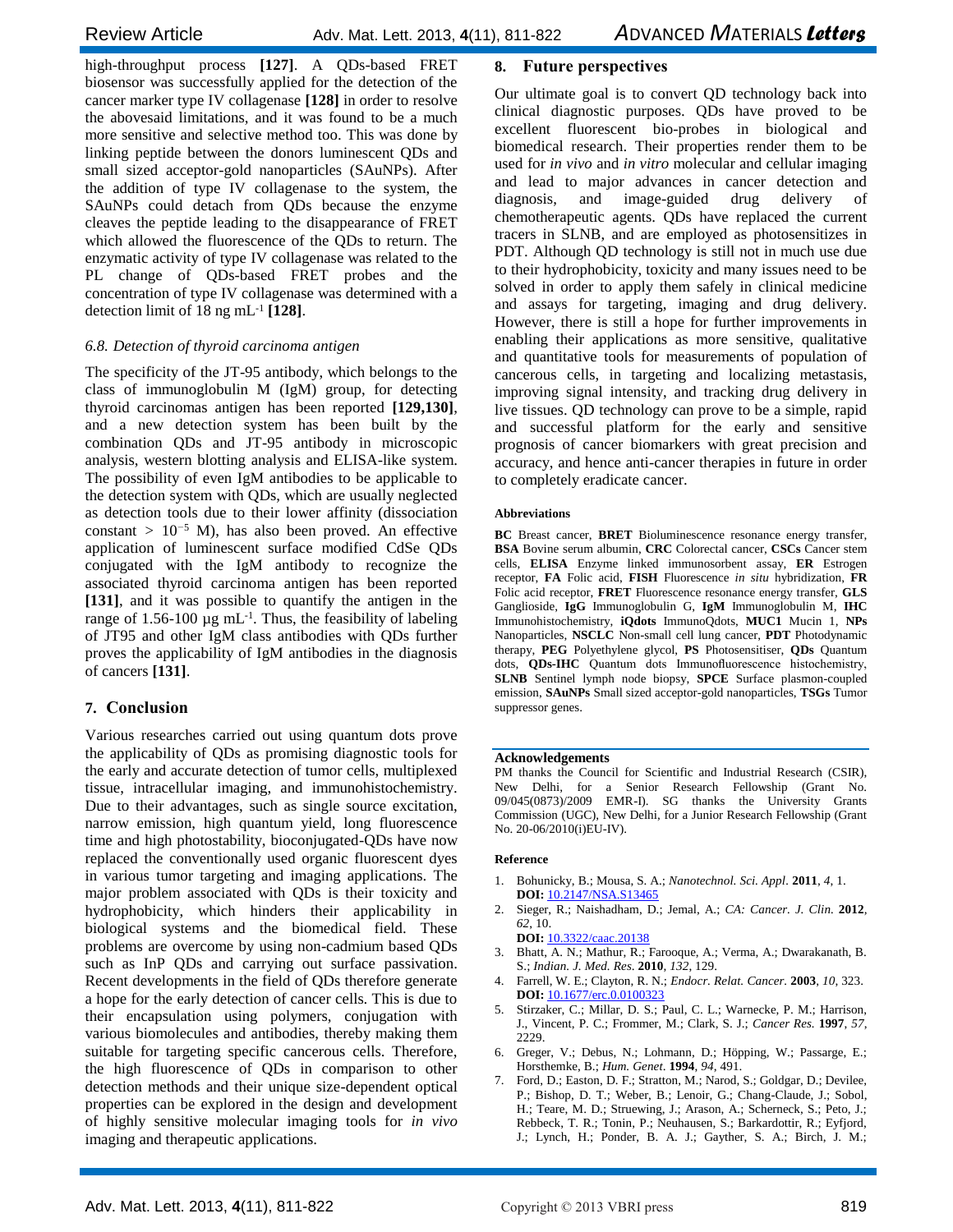high-throughput process **[127]**. A QDs-based FRET biosensor was successfully applied for the detection of the cancer marker type IV collagenase **[128]** in order to resolve the abovesaid limitations, and it was found to be a much more sensitive and selective method too. This was done by linking peptide between the donors luminescent QDs and small sized acceptor-gold nanoparticles (SAuNPs). After the addition of type IV collagenase to the system, the SAuNPs could detach from QDs because the enzyme cleaves the peptide leading to the disappearance of FRET which allowed the fluorescence of the QDs to return. The enzymatic activity of type IV collagenase was related to the PL change of QDs-based FRET probes and the concentration of type IV collagenase was determined with a detection limit of 18 ng $mL^{-1}$ **[128]**.

### *6.8. Detection of thyroid carcinoma antigen*

The specificity of the JT-95 antibody, which belongs to the class of immunoglobulin M (IgM) group, for detecting thyroid carcinomas antigen has been reported **[129,130]**, and a new detection system has been built by the combination QDs and JT-95 antibody in microscopic analysis, western blotting analysis and ELISA-like system. The possibility of even IgM antibodies to be applicable to the detection system with QDs, which are usually neglected as detection tools due to their lower affinity (dissociation constant $> 10^{-5}$ M), has also been proved. An effective application of luminescent surface modified CdSe QDs conjugated with the IgM antibody to recognize the associated thyroid carcinoma antigen has been reported **[131]**, and it was possible to quantify the antigen in the range of 1.56-100 µg $mL^{-1}$. Thus, the feasibility of labeling of JT95 and other IgM class antibodies with QDs further proves the applicability of IgM antibodies in the diagnosis of cancers **[131]**.

## 7. Conclusion

Various researches carried out using quantum dots prove the applicability of QDs as promising diagnostic tools for the early and accurate detection of tumor cells, multiplexed tissue, intracellular imaging, and immunohistochemistry. Due to their advantages, such as single source excitation, narrow emission, high quantum yield, long fluorescence time and high photostability, bioconjugated-QDs have now replaced the conventionally used organic fluorescent dyes in various tumor targeting and imaging applications. The major problem associated with QDs is their toxicity and hydrophobicity, which hinders their applicability in biological systems and the biomedical field. These problems are overcome by using non-cadmium based QDs such as InP QDs and carrying out surface passivation. Recent developments in the field of QDs therefore generate a hope for the early detection of cancer cells. This is due to their encapsulation using polymers, conjugation with various biomolecules and antibodies, thereby making them suitable for targeting specific cancerous cells. Therefore, the high fluorescence of QDs in comparison to other detection methods and their unique size-dependent optical properties can be explored in the design and development of highly sensitive molecular imaging tools for *in vivo* imaging and therapeutic applications.

## 8. Future perspectives

Our ultimate goal is to convert QD technology back into clinical diagnostic purposes. QDs have proved to be excellent fluorescent bio-probes in biological and biomedical research. Their properties render them to be used for *in vivo* and *in vitro* molecular and cellular imaging and lead to major advances in cancer detection and diagnosis, and image-guided drug delivery of chemotherapeutic agents. QDs have replaced the current tracers in SLNB, and are employed as photosensitizers in PDT. Although QD technology is still not in much use due to their hydrophobicity, toxicity and many issues need to be solved in order to apply them safely in clinical medicine and assays for targeting, imaging and drug delivery. However, there is still a hope for further improvements in enabling their applications as more sensitive, qualitative and quantitative tools for measurements of population of cancerous cells, in targeting and localizing metastasis, improving signal intensity, and tracking drug delivery in live tissues. QD technology can prove to be a simple, rapid and successful platform for the early and sensitive prognosis of cancer biomarkers with great precision and accuracy, and hence anti-cancer therapies in future in order to completely eradicate cancer.

#### Abbreviations

**BC** Breast cancer, **BRET** Bioluminescence resonance energy transfer, **BSA** Bovine serum albumin, **CRC** Colorectal cancer, **CSCs** Cancer stem cells, **ELISA** Enzyme linked immunosorbent assay, **ER** Estrogen receptor, **FA** Folic acid, **FISH** Fluorescence *in situ* hybridization, **FR** Folic acid receptor, **FRET** Fluorescence resonance energy transfer, **GLS** Ganglioside, **IgG** Immunoglobulin G, **IgM** Immunoglobulin M, **IHC** Immunohistochemistry, **iQdots** ImmunoQdots, **MUC1** Mucin 1, **NPs** Nanoparticles, **NSCLC** Non-small cell lung cancer, **PDT** Photodynamic therapy, **PEG** Polyethylene glycol, **PS** Photosensitiser, **QDs** Quantum dots, **QDs-IHC** Quantum dots Immunofluorescence histochemistry, **SLNB** Sentinel lymph node biopsy, **SPCE** Surface plasmon-coupled emission, **SAuNPs** Small sized acceptor-gold nanoparticles, **TSGs** Tumor suppressor genes.

#### Acknowledgements

PM thanks the Council for Scientific and Industrial Research (CSIR), New Delhi, for a Senior Research Fellowship (Grant No. 09/045(0873)/2009 EMR-I). SG thanks the University Grants Commission (UGC), New Delhi, for a Junior Research Fellowship (Grant No. 20-06/2010(i)EU-IV).

#### Reference

1. Bohunicky, B.; Mousa, S. A.; *Nanotechnol. Sci. Appl.* **2011**, *4*, 1. **DOI:** 10.2147/NSA.S13465
2. Sieger, R.; Naishadham, D.; Jemal, A.; *CA: Cancer. J. Clin.* **2012**, *62*, 10. **DOI:** 10.3322/caac.20138
3. Bhatt, A. N.; Mathur, R.; Farooque, A.; Verma, A.; Dwarakanath, B. S.; *Indian. J. Med. Res*. **2010**, *132*, 129.
4. Farrell, W. E.; Clayton, R. N.; *Endocr. Relat. Cancer.* **2003**, *10*, 323. **DOI:** 10.1677/erc.0.0100323
5. Stirzaker, C.; Millar, D. S.; Paul, C. L.; Warnecke, P. M.; Harrison, J., Vincent, P. C.; Frommer, M.; Clark, S. J.; *Cancer Res.* **1997**, *57*, 2229.
6. Greger, V.; Debus, N.; Lohmann, D.; Höpping, W.; Passarge, E.; Horsthemke, B.; *Hum. Genet*. **1994**, *94*, 491.
7. Ford, D.; Easton, D. F.; Stratton, M.; Narod, S.; Goldgar, D.; Devilee, P.; Bishop, D. T.; Weber, B.; Lenoir, G.; Chang-Claude, J.; Sobol, H.; Teare, M. D.; Struewing, J.; Arason, A.; Scherneck, S.; Peto, J.; Rebbeck, T. R.; Tonin, P.; Neuhausen, S.; Barkardottir, R.; Eyfjord, J.; Lynch, H.; Ponder, B. A. J.; Gayther, S. A.; Birch, J. M.;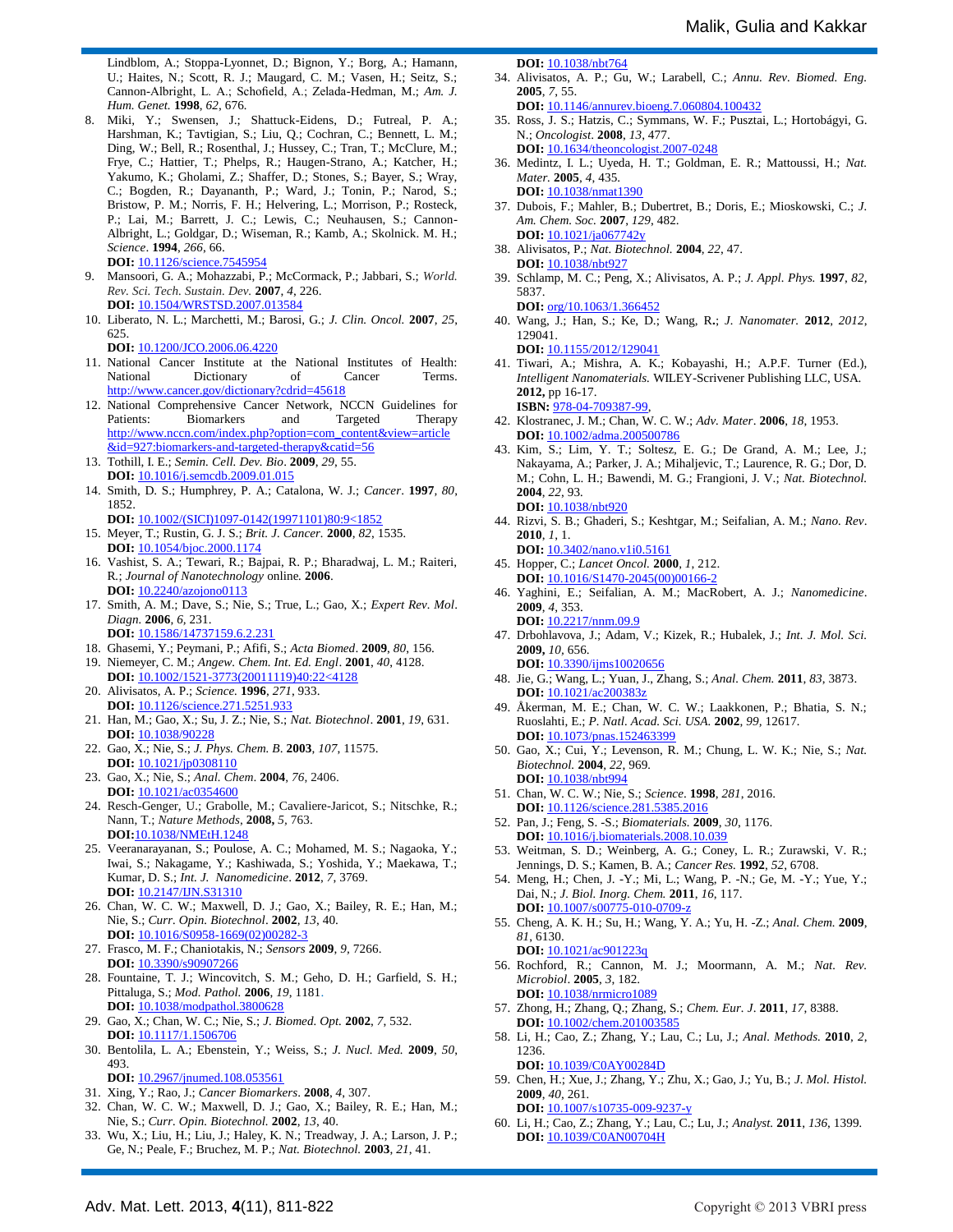Lindblom, A.; Stoppa-Lyonnet, D.; Bignon, Y.; Borg, A.; Hamann, U.; Haites, N.; Scott, R. J.; Maugard, C. M.; Vasen, H.; Seitz, S.; Cannon-Albright, L. A.; Schofield, A.; Zelada-Hedman, M.; *Am. J. Hum. Genet.* **1998**, *62*, 676.

8. Miki, Y.; Swensen, J.; Shattuck-Eidens, D.; Futreal, P. A.; Harshman, K.; Tavtigian, S.; Liu, Q.; Cochran, C.; Bennett, L. M.; Ding, W.; Bell, R.; Rosenthal, J.; Hussey, C.; Tran, T.; McClure, M.; Frye, C.; Hattier, T.; Phelps, R.; Haugen-Strano, A.; Katcher, H.; Yakumo, K.; Gholami, Z.; Shaffer, D.; Stones, S.; Bayer, S.; Wray, C.; Bogden, R.; Dayananth, P.; Ward, J.; Tonin, P.; Narod, S.; Bristow, P. M.; Norris, F. H.; Helvering, L.; Morrison, P.; Rosteck, P.; Lai, M.; Barrett, J. C.; Lewis, C.; Neuhausen, S.; Cannon-Albright, L.; Goldgar, D.; Wiseman, R.; Kamb, A.; Skolnick. M. H.; *Science*. **1994**, *266*, 66.
   **DOI:** 10.1126/science.7545954
9. Mansoori, G. A.; Mohazzabi, P.; McCormack, P.; Jabbari, S.; *World. Rev. Sci. Tech. Sustain. Dev.* **2007**, *4*, 226.
   **DOI:** 10.1504/WRSTSD.2007.013584
10. Liberato, N. L.; Marchetti, M.; Barosi, G.; *J. Clin. Oncol.* **2007**, *25*, 625.
   **DOI:** 10.1200/JCO.2006.06.4220
11. National Cancer Institute at the National Institutes of Health: National Dictionary of Cancer Terms. http://www.cancer.gov/dictionary?cdrid=45618
12. National Comprehensive Cancer Network, NCCN Guidelines for Patients: Biomarkers and Targeted Therapy http://www.nccn.com/index.php?option=com_content&view=article&id=927:biomarkers-and-targeted-therapy&catid=56
13. Tothill, I. E.; *Semin. Cell. Dev. Bio*. **2009**, *29*, 55.
   **DOI:** 10.1016/j.semcdb.2009.01.015
14. Smith, D. S.; Humphrey, P. A.; Catalona, W. J.; *Cancer*. **1997**, *80*, 1852.
   **DOI:** 10.1002/(SICI)1097-0142(19971101)80:9<1852
15. Meyer, T.; Rustin, G. J. S.; *Brit. J. Cancer.* **2000**, *82*, 1535.
   **DOI:** 10.1054/bjoc.2000.1174
16. Vashist, S. A.; Tewari, R.; Bajpai, R. P.; Bharadwaj, L. M.; Raiteri, R.; *Journal of Nanotechnology* online. **2006**.
   **DOI:** 10.2240/azojono0113
17. Smith, A. M.; Dave, S.; Nie, S.; True, L.; Gao, X.; *Expert Rev. Mol. Diagn.* **2006**, *6*, 231.
   **DOI:** 10.1586/14737159.6.2.231
18. Ghasemi, Y.; Peymani, P.; Afifi, S.; *Acta Biomed*. **2009**, *80*, 156.
19. Niemeyer, C. M.; *Angew. Chem. Int. Ed. Engl*. **2001**, *40*, 4128.
   **DOI:** 10.1002/1521-3773(20011119)40:22<4128
20. Alivisatos, A. P.; *Science.* **1996**, *271*, 933.
   **DOI:** 10.1126/science.271.5251.933
21. Han, M.; Gao, X.; Su, J. Z.; Nie, S.; *Nat. Biotechnol*. **2001**, *19*, 631.
   **DOI:** 10.1038/90228
22. Gao, X.; Nie, S.; *J. Phys. Chem. B*. **2003**, *107*, 11575.
   **DOI:** 10.1021/jp0308110
23. Gao, X.; Nie, S.; *Anal. Chem*. **2004**, *76*, 2406.
   **DOI:** 10.1021/ac0354600
24. Resch-Genger, U.; Grabolle, M.; Cavaliere-Jaricot, S.; Nitschke, R.; Nann, T.; *Nature Methods*, **2008**, *5*, 763.
   **DOI:**10.1038/NMEtH.1248
25. Veeranarayanan, S.; Poulose, A. C.; Mohamed, M. S.; Nagaoka, Y.; Iwai, S.; Nakagame, Y.; Kashiwada, S.; Yoshida, Y.; Maekawa, T.; Kumar, D. S.; *Int. J. Nanomedicine*. **2012**, *7*, 3769.
   **DOI:** 10.2147/IJN.S31310
26. Chan, W. C. W.; Maxwell, D. J.; Gao, X.; Bailey, R. E.; Han, M.; Nie, S.; *Curr. Opin. Biotechnol*. **2002**, *13*, 40.
   **DOI:** 10.1016/S0958-1669(02)00282-3
27. Frasco, M. F.; Chaniotakis, N.; *Sensors* **2009**, *9*, 7266.
   **DOI:** 10.3390/s90907266
28. Fountaine, T. J.; Wincovitch, S. M.; Geho, D. H.; Garfield, S. H.; Pittaluga, S.; *Mod. Pathol.* **2006**, *19*, 1181.
   **DOI:** 10.1038/modpathol.3800628
29. Gao, X.; Chan, W. C.; Nie, S.; *J. Biomed. Opt.* **2002**, *7*, 532.
   **DOI:** 10.1117/1.1506706
30. Bentolila, L. A.; Ebenstein, Y.; Weiss, S.; *J. Nucl. Med.* **2009**, *50*, 493.
   **DOI:** 10.2967/jnumed.108.053561
31. Xing, Y.; Rao, J.; *Cancer Biomarkers*. **2008**, *4*, 307.
32. Chan, W. C. W.; Maxwell, D. J.; Gao, X.; Bailey, R. E.; Han, M.; Nie, S.; *Curr. Opin. Biotechnol.* **2002**, *13*, 40.
33. Wu, X.; Liu, H.; Liu, J.; Haley, K. N.; Treadway, J. A.; Larson, J. P.; Ge, N.; Peale, F.; Bruchez, M. P.; *Nat. Biotechnol.* **2003**, *21*, 41.
   **DOI:** 10.1038/nbt764
34. Alivisatos, A. P.; Gu, W.; Larabell, C.; *Annu. Rev. Biomed. Eng.* **2005**, *7*, 55.
   **DOI:** 10.1146/annurev.bioeng.7.060804.100432
35. Ross, J. S.; Hatzis, C.; Symmans, W. F.; Pusztai, L.; Hortobágyi, G. N.; *Oncologist*. **2008**, *13*, 477.
   **DOI:** 10.1634/theoncologist.2007-0248
36. Medintz, I. L.; Uyeda, H. T.; Goldman, E. R.; Mattoussi, H.; *Nat. Mater.* **2005**, *4*, 435.
   **DOI:** 10.1038/nmat1390
37. Dubois, F.; Mahler, B.; Dubertret, B.; Doris, E.; Mioskowski, C.; *J. Am. Chem. Soc.* **2007**, *129*, 482.
   **DOI:** 10.1021/ja067742y
38. Alivisatos, P.; *Nat. Biotechnol.* **2004**, *22*, 47.
   **DOI:** 10.1038/nbt927
39. Schlamp, M. C.; Peng, X.; Alivisatos, A. P.; *J. Appl. Phys.* **1997**, *82*, 5837.
   **DOI:** org/10.1063/1.366452
40. Wang, J.; Han, S.; Ke, D.; Wang, R.; *J. Nanomater.* **2012**, *2012*, 129041.
   **DOI:** 10.1155/2012/129041
41. Tiwari, A.; Mishra, A. K.; Kobayashi, H.; A.P.F. Turner (Ed.), *Intelligent Nanomaterials.* WILEY-Scrivener Publishing LLC, USA. **2012**, pp 16-17.
   **ISBN:** 978-04-709387-99,
42. Klostranec, J. M.; Chan, W. C. W.; *Adv. Mater*. **2006**, *18*, 1953.
   **DOI:** 10.1002/adma.200500786
43. Kim, S.; Lim, Y. T.; Soltesz, E. G.; De Grand, A. M.; Lee, J.; Nakayama, A.; Parker, J. A.; Mihaljevic, T.; Laurence, R. G.; Dor, D. M.; Cohn, L. H.; Bawendi, M. G.; Frangioni, J. V.; *Nat. Biotechnol.* **2004**, *22*, 93.
   **DOI:** 10.1038/nbt920
44. Rizvi, S. B.; Ghaderi, S.; Keshtgar, M.; Seifalian, A. M.; *Nano. Rev*. **2010**, *1*, 1.
   **DOI:** 10.3402/nano.v1i0.5161
45. Hopper, C.; *Lancet Oncol.* **2000**, *1*, 212.
   **DOI:** 10.1016/S1470-2045(00)00166-2
46. Yaghini, E.; Seifalian, A. M.; MacRobert, A. J.; *Nanomedicine*. **2009**, *4*, 353.
   **DOI:** 10.2217/nnm.09.9
47. Drbohlavova, J.; Adam, V.; Kizek, R.; Hubalek, J.; *Int. J. Mol. Sci.* **2009,** *10*, 656.
   **DOI:** 10.3390/ijms10020656
48. Jie, G.; Wang, L.; Yuan, J., Zhang, S.; *Anal. Chem.* **2011**, *83*, 3873.
   **DOI:** 10.1021/ac200383z
49. Åkerman, M. E.; Chan, W. C. W.; Laakkonen, P.; Bhatia, S. N.; Ruoslahti, E.; *P. Natl. Acad. Sci. USA.* **2002**, *99*, 12617.
   **DOI:** 10.1073/pnas.152463399
50. Gao, X.; Cui, Y.; Levenson, R. M.; Chung, L. W. K.; Nie, S.; *Nat. Biotechnol.* **2004**, *22*, 969.
   **DOI:** 10.1038/nbt994
51. Chan, W. C. W.; Nie, S.; *Science*. **1998**, *281*, 2016.
   **DOI:** 10.1126/science.281.5385.2016
52. Pan, J.; Feng, S. -S.; *Biomaterials.* **2009**, *30*, 1176.
   **DOI:** 10.1016/j.biomaterials.2008.10.039
53. Weitman, S. D.; Weinberg, A. G.; Coney, L. R.; Zurawski, V. R.; Jennings, D. S.; Kamen, B. A.; *Cancer Res.* **1992**, *52*, 6708.
54. Meng, H.; Chen, J. -Y.; Mi, L.; Wang, P. -N.; Ge, M. -Y.; Yue, Y.; Dai, N.; *J. Biol. Inorg. Chem.* **2011**, *16*, 117.
   **DOI:** 10.1007/s00775-010-0709-z
55. Cheng, A. K. H.; Su, H.; Wang, Y. A.; Yu, H. -Z.; *Anal. Chem.* **2009**, *81*, 6130.
   **DOI:** 10.1021/ac901223q
56. Rochford, R.; Cannon, M. J.; Moormann, A. M.; *Nat. Rev. Microbiol*. **2005**, *3*, 182.
   **DOI:** 10.1038/nrmicro1089
57. Zhong, H.; Zhang, Q.; Zhang, S.; *Chem. Eur. J*. **2011**, *17*, 8388.
   **DOI:** 10.1002/chem.201003585
58. Li, H.; Cao, Z.; Zhang, Y.; Lau, C.; Lu, J.; *Anal. Methods.* **2010**, *2*, 1236.
   **DOI:** 10.1039/C0AY00284D
59. Chen, H.; Xue, J.; Zhang, Y.; Zhu, X.; Gao, J.; Yu, B.; *J. Mol. Histol.* **2009**, *40*, 261.
   **DOI:** 10.1007/s10735-009-9237-y
60. Li, H.; Cao, Z.; Zhang, Y.; Lau, C.; Lu, J.; *Analyst.* **2011**, *136*, 1399.
   **DOI:** 10.1039/C0AN00704H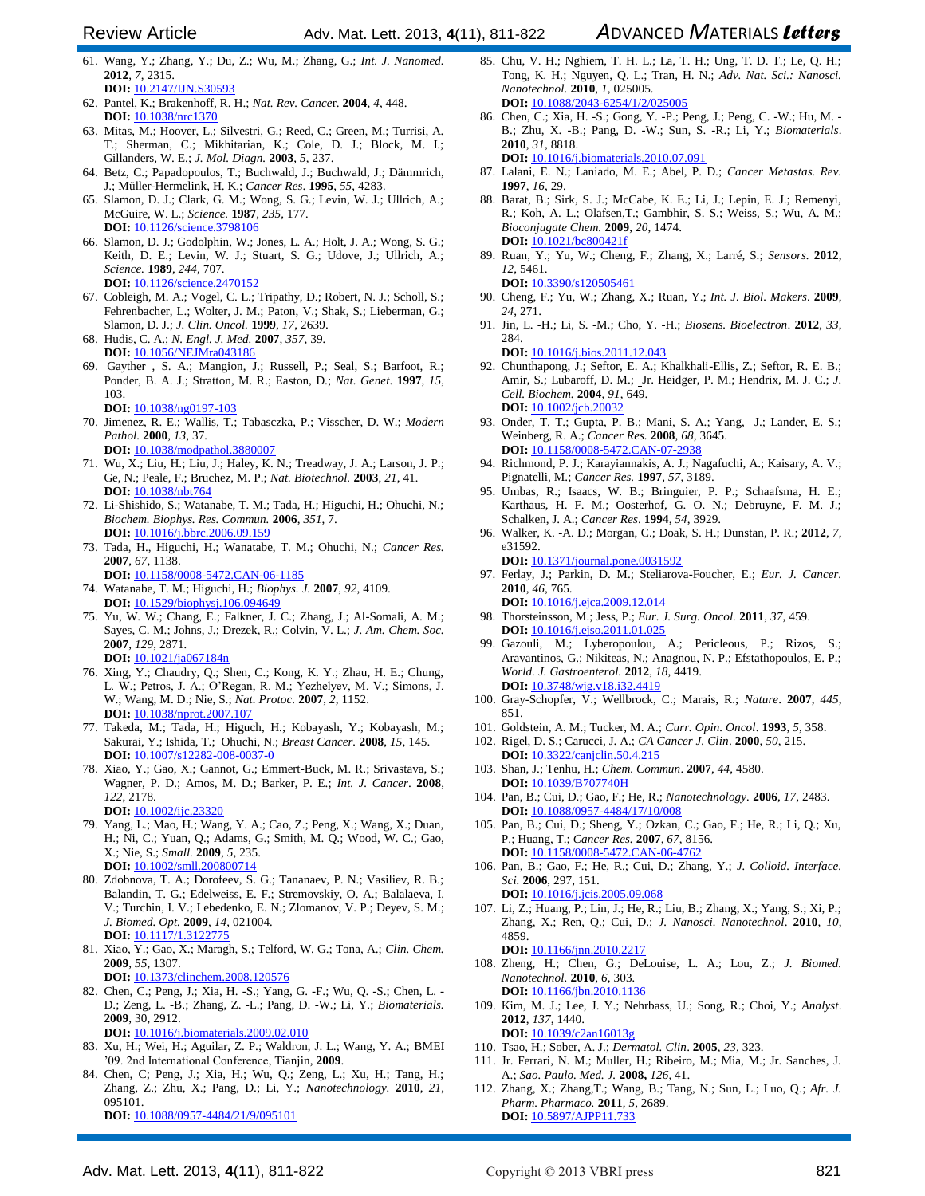61. Wang, Y.; Zhang, Y.; Du, Z.; Wu, M.; Zhang, G.; *Int. J. Nanomed.* **2012**, *7*, 2315.
**DOI:** 10.2147/IJN.S30593
62. Pantel, K.; Brakenhoff, R. H.; *Nat. Rev. Cancer.* **2004**, *4*, 448.
**DOI:** 10.1038/nrc1370
63. Mitas, M.; Hoover, L.; Silvestri, G.; Reed, C.; Green, M.; Turrisi, A. T.; Sherman, C.; Mikhitarian, K.; Cole, D. J.; Block, M. I.; Gillanders, W. E.; *J. Mol. Diagn.* **2003**, *5*, 237.
64. Betz, C.; Papadopoulos, T.; Buchwald, J.; Buchwald, J.; Dämmrich, J.; Müller-Hermelink, H. K.; *Cancer Res.* **1995**, *55*, 4283.
65. Slamon, D. J.; Clark, G. M.; Wong, S. G.; Levin, W. J.; Ullrich, A.; McGuire, W. L.; *Science.* **1987**, *235*, 177.
**DOI:** 10.1126/science.3798106
66. Slamon, D. J.; Godolphin, W.; Jones, L. A.; Holt, J. A.; Wong, S. G.; Keith, D. E.; Levin, W. J.; Stuart, S. G.; Udove, J.; Ullrich, A.; *Science.* **1989**, *244*, 707.
**DOI:** 10.1126/science.2470152
67. Cobleigh, M. A.; Vogel, C. L.; Tripathy, D.; Robert, N. J.; Scholl, S.; Fehrenbacher, L.; Wolter, J. M.; Paton, V.; Shak, S.; Lieberman, G.; Slamon, D. J.; *J. Clin. Oncol.* **1999**, *17*, 2639.
68. Hudis, C. A.; *N. Engl. J. Med.* **2007**, *357*, 39.
**DOI:** 10.1056/NEJMra043186
69. Gayther , S. A.; Mangion, J.; Russell, P.; Seal, S.; Barfoot, R.; Ponder, B. A. J.; Stratton, M. R.; Easton, D.; *Nat. Genet*. **1997**, *15*, 103.
**DOI:** 10.1038/ng0197-103
70. Jimenez, R. E.; Wallis, T.; Tabasczka, P.; Visscher, D. W.; *Modern Pathol.* **2000**, *13*, 37.
**DOI:** 10.1038/modpathol.3880007
71. Wu, X.; Liu, H.; Liu, J.; Haley, K. N.; Treadway, J. A.; Larson, J. P.; Ge, N.; Peale, F.; Bruchez, M. P.; *Nat. Biotechnol.* **2003**, *21*, 41.
**DOI:** 10.1038/nbt764
72. Li-Shishido, S.; Watanabe, T. M.; Tada, H.; Higuchi, H.; Ohuchi, N.; *Biochem. Biophys. Res. Commun.* **2006**, *351*, 7.
**DOI:** 10.1016/j.bbrc.2006.09.159
73. Tada, H., Higuchi, H.; Wanatabe, T. M.; Ohuchi, N.; *Cancer Res.* **2007**, *67*, 1138.
**DOI:** 10.1158/0008-5472.CAN-06-1185
74. Watanabe, T. M.; Higuchi, H.; *Biophys. J.* **2007**, *92*, 4109.
**DOI:** 10.1529/biophysj.106.094649
75. Yu, W. W.; Chang, E.; Falkner, J. C.; Zhang, J.; Al-Somali, A. M.; Sayes, C. M.; Johns, J.; Drezek, R.; Colvin, V. L.; *J. Am. Chem. Soc.* **2007**, *129*, 2871.
**DOI:** 10.1021/ja067184n
76. Xing, Y.; Chaudry, Q.; Shen, C.; Kong, K. Y.; Zhau, H. E.; Chung, L. W.; Petros, J. A.; O'Regan, R. M.; Yezhelyev, M. V.; Simons, J. W.; Wang, M. D.; Nie, S.; *Nat. Protoc.* **2007**, *2*, 1152.
**DOI:** 10.1038/nprot.2007.107
77. Takeda, M.; Tada, H.; Higuch, H.; Kobayash, Y.; Kobayash, M.; Sakurai, Y.; Ishida, T.; Ohuchi, N.; *Breast Cancer*. **2008**, *15*, 145.
**DOI:** 10.1007/s12282-008-0037-0
78. Xiao, Y.; Gao, X.; Gannot, G.; Emmert-Buck, M. R.; Srivastava, S.; Wagner, P. D.; Amos, M. D.; Barker, P. E.; *Int. J. Cancer*. **2008**, *122*, 2178.
**DOI:** 10.1002/ijc.23320
79. Yang, L.; Mao, H.; Wang, Y. A.; Cao, Z.; Peng, X.; Wang, X.; Duan, H.; Ni, C.; Yuan, Q.; Adams, G.; Smith, M. Q.; Wood, W. C.; Gao, X.; Nie, S.; *Small.* **2009**, *5*, 235.
**DOI:** 10.1002/smll.200800714
80. Zdobnova, T. A.; Dorofeev, S. G.; Tananaev, P. N.; Vasiliev, R. B.; Balandin, T. G.; Edelweiss, E. F.; Stremovskiy, O. A.; Balalaeva, I. V.; Turchin, I. V.; Lebedenko, E. N.; Zlomanov, V. P.; Deyev, S. M.; *J. Biomed. Opt.* **2009**, *14*, 021004.
**DOI:** 10.1117/1.3122775
81. Xiao, Y.; Gao, X.; Maragh, S.; Telford, W. G.; Tona, A.; *Clin. Chem.* **2009**, *55*, 1307.
**DOI:** 10.1373/clinchem.2008.120576
82. Chen, C.; Peng, J.; Xia, H. -S.; Yang, G. -F.; Wu, Q. -S.; Chen, L. -D.; Zeng, L. -B.; Zhang, Z. -L.; Pang, D. -W.; Li, Y.; *Biomaterials.* **2009**, 30, 2912.
**DOI:** 10.1016/j.biomaterials.2009.02.010
83. Xu, H.; Wei, H.; Aguilar, Z. P.; Waldron, J. L.; Wang, Y. A.; BMEI '09. 2nd International Conference, Tianjin, **2009**.
84. Chen, C; Peng, J.; Xia, H.; Wu, Q.; Zeng, L.; Xu, H.; Tang, H.; Zhang, Z.; Zhu, X.; Pang, D.; Li, Y.; *Nanotechnology.* **2010**, *21*, 095101.
**DOI:** 10.1088/0957-4484/21/9/095101
85. Chu, V. H.; Nghiem, T. H. L.; La, T. H.; Ung, T. D. T.; Le, Q. H.; Tong, K. H.; Nguyen, Q. L.; Tran, H. N.; *Adv. Nat. Sci.: Nanosci. Nanotechnol.* **2010**, *1*, 025005.
**DOI:** 10.1088/2043-6254/1/2/025005
86. Chen, C.; Xia, H. -S.; Gong, Y. -P.; Peng, J.; Peng, C. -W.; Hu, M. -B.; Zhu, X. -B.; Pang, D. -W.; Sun, S. -R.; Li, Y.; *Biomaterials*. **2010**, *31*, 8818.
**DOI:** 10.1016/j.biomaterials.2010.07.091
87. Lalani, E. N.; Laniado, M. E.; Abel, P. D.; *Cancer Metastas. Rev.* **1997**, *16*, 29.
88. Barat, B.; Sirk, S. J.; McCabe, K. E.; Li, J.; Lepin, E. J.; Remenyi, R.; Koh, A. L.; Olafsen,T.; Gambhir, S. S.; Weiss, S.; Wu, A. M.; *Bioconjugate Chem.* **2009**, *20*, 1474.
**DOI:** 10.1021/bc800421f
89. Ruan, Y.; Yu, W.; Cheng, F.; Zhang, X.; Larré, S.; *Sensors.* **2012**, *12*, 5461.
**DOI:** 10.3390/s120505461
90. Cheng, F.; Yu, W.; Zhang, X.; Ruan, Y.; *Int. J. Biol. Makers*. **2009**, *24*, 271.
91. Jin, L. -H.; Li, S. -M.; Cho, Y. -H.; *Biosens. Bioelectron*. **2012**, *33*, 284.
**DOI:** 10.1016/j.bios.2011.12.043
92. Chunthapong, J.; Seftor, E. A.; Khalkhali-Ellis, Z.; Seftor, R. E. B.; Amir, S.; Lubaroff, D. M.; Jr. Heidger, P. M.; Hendrix, M. J. C.; *J. Cell. Biochem.* **2004**, *91*, 649.
**DOI:** 10.1002/jcb.20032
93. Onder, T. T.; Gupta, P. B.; Mani, S. A.; Yang, J.; Lander, E. S.; Weinberg, R. A.; *Cancer Res.* **2008**, *68*, 3645.
**DOI:** 10.1158/0008-5472.CAN-07-2938
94. Richmond, P. J.; Karayiannakis, A. J.; Nagafuchi, A.; Kaisary, A. V.; Pignatelli, M.; *Cancer Res.* **1997**, *57*, 3189.
95. Umbas, R.; Isaacs, W. B.; Bringuier, P. P.; Schaafsma, H. E.; Karthaus, H. F. M.; Oosterhof, G. O. N.; Debruyne, F. M. J.; Schalken, J. A.; *Cancer Res.* **1994**, *54*, 3929.
96. Walker, K. -A. D.; Morgan, C.; Doak, S. H.; Dunstan, P. R.; **2012**, *7*, e31592.
**DOI:** 10.1371/journal.pone.0031592
97. Ferlay, J.; Parkin, D. M.; Steliarova-Foucher, E.; *Eur. J. Cancer*. **2010**, *46*, 765.
**DOI:** 10.1016/j.ejca.2009.12.014
98. Thorsteinsson, M.; Jess, P.; *Eur. J. Surg. Oncol.* **2011**, *37*, 459.
**DOI:** 10.1016/j.ejso.2011.01.025
99. Gazouli, M.; Lyberopoulou, A.; Pericleous, P.; Rizos, S.; Aravantinos, G.; Nikiteas, N.; Anagnou, N. P.; Efstathopoulos, E. P.; *World. J. Gastroenterol.* **2012**, *18*, 4419.
**DOI:** 10.3748/wjg.v18.i32.4419
100. Gray-Schopfer, V.; Wellbrock, C.; Marais, R.; *Nature*. **2007**, *445*, 851.
101. Goldstein, A. M.; Tucker, M. A.; *Curr. Opin. Oncol*. **1993**, *5*, 358.
102. Rigel, D. S.; Carucci, J. A.; *CA Cancer J. Clin*. **2000**, *50*, 215.
**DOI:** 10.3322/canjclin.50.4.215
103. Shan, J.; Tenhu, H.; *Chem. Commun*. **2007**, *44*, 4580.
**DOI:** 10.1039/B707740H
104. Pan, B.; Cui, D.; Gao, F.; He, R.; *Nanotechnology*. **2006**, *17*, 2483.
**DOI:** 10.1088/0957-4484/17/10/008
105. Pan, B.; Cui, D.; Sheng, Y.; Ozkan, C.; Gao, F.; He, R.; Li, Q.; Xu, P.; Huang, T.; *Cancer Res.* **2007**, *67*, 8156.
**DOI:** 10.1158/0008-5472.CAN-06-4762
106. Pan, B.; Gao, F.; He, R.; Cui, D.; Zhang, Y.; *J. Colloid. Interface. Sci.* **2006**, 297, 151.
**DOI:** 10.1016/j.jcis.2005.09.068
107. Li, Z.; Huang, P.; Lin, J.; He, R.; Liu, B.; Zhang, X.; Yang, S.; Xi, P.; Zhang, X.; Ren, Q.; Cui, D.; *J. Nanosci. Nanotechnol*. **2010**, *10*, 4859.
**DOI:** 10.1166/jnn.2010.2217
108. Zheng, H.; Chen, G.; DeLouise, L. A.; Lou, Z.; *J. Biomed. Nanotechnol.* **2010**, *6*, 303.
**DOI:** 10.1166/jbn.2010.1136
109. Kim, M. J.; Lee, J. Y.; Nehrbass, U.; Song, R.; Choi, Y.; *Analyst*. **2012**, *137*, 1440.
**DOI:** 10.1039/c2an16013g
110. Tsao, H.; Sober, A. J.; *Dermatol. Clin*. **2005**, *23*, 323.
111. Jr. Ferrari, N. M.; Muller, H.; Ribeiro, M.; Mia, M.; Jr. Sanches, J. A.; *Sao. Paulo. Med. J.* **2008**, *126*, 41.
112. Zhang, X.; Zhang,T.; Wang, B.; Tang, N.; Sun, L.; Luo, Q.; *Afr. J. Pharm. Pharmaco.* **2011**, *5*, 2689.
**DOI:** 10.5897/AJPP11.733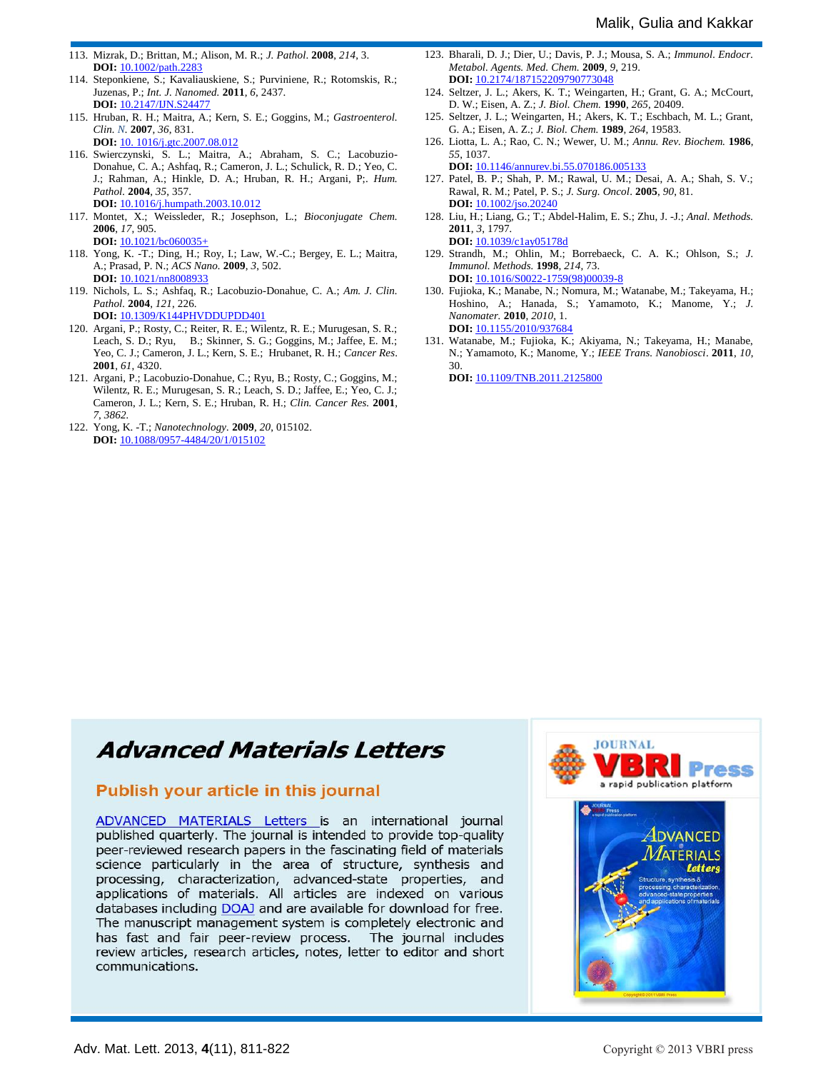113. Mizrak, D.; Brittan, M.; Alison, M. R.; *J. Pathol*. **2008**, *214*, 3.
**DOI:** 10.1002/path.2283
114. Steponkiene, S.; Kavaliauskiene, S.; Purviniene, R.; Rotomskis, R.; Juzenas, P.; *Int. J. Nanomed.* **2011**, *6*, 2437.
**DOI:** 10.2147/IJN.S24477
115. Hruban, R. H.; Maitra, A.; Kern, S. E.; Goggins, M.; *Gastroenterol. Clin. N.* **2007**, *36*, 831.
**DOI:** 10. 1016/j.gtc.2007.08.012
116. Swierczynski, S. L.; Maitra, A.; Abraham, S. C.; Lacobuzio-Donahue, C. A.; Ashfaq, R.; Cameron, J. L.; Schulick, R. D.; Yeo, C. J.; Rahman, A.; Hinkle, D. A.; Hruban, R. H.; Argani, P;. *Hum. Pathol.* **2004**, *35*, 357.
**DOI:** 10.1016/j.humpath.2003.10.012
117. Montet, X.; Weissleder, R.; Josephson, L.; *Bioconjugate Chem.* **2006**, *17*, 905.
**DOI:** 10.1021/bc060035+
118. Yong, K. -T.; Ding, H.; Roy, I.; Law, W.-C.; Bergey, E. L.; Maitra, A.; Prasad, P. N.; *ACS Nano.* **2009**, *3*, 502.
**DOI:** 10.1021/nn8008933
119. Nichols, L. S.; Ashfaq, R.; Lacobuzio-Donahue, C. A.; *Am. J. Clin. Pathol.* **2004**, *121*, 226.
**DOI:** 10.1309/K144PHVDDUPDD401
120. Argani, P.; Rosty, C.; Reiter, R. E.; Wilentz, R. E.; Murugesan, S. R.; Leach, S. D.; Ryu, B.; Skinner, S. G.; Goggins, M.; Jaffee, E. M.; Yeo, C. J.; Cameron, J. L.; Kern, S. E.; Hrubanet, R. H.; *Cancer Res*. **2001**, *61*, 4320.
121. Argani, P.; Lacobuzio-Donahue, C.; Ryu, B.; Rosty, C.; Goggins, M.; Wilentz, R. E.; Murugesan, S. R.; Leach, S. D.; Jaffee, E.; Yeo, C. J.; Cameron, J. L.; Kern, S. E.; Hruban, R. H.; *Clin. Cancer Res.* **2001**, *7, 3862*.
122. Yong, K. -T.; *Nanotechnology*. **2009**, *20*, 015102.
**DOI:** 10.1088/0957-4484/20/1/015102
123. Bharali, D. J.; Dier, U.; Davis, P. J.; Mousa, S. A.; *Immunol. Endocr. Metabol. Agents. Med. Chem.* **2009**, *9*, 219.
**DOI:** 10.2174/187152209790773048
124. Seltzer, J. L.; Akers, K. T.; Weingarten, H.; Grant, G. A.; McCourt, D. W.; Eisen, A. Z.; *J. Biol. Chem.* **1990**, *265*, 20409.
125. Seltzer, J. L.; Weingarten, H.; Akers, K. T.; Eschbach, M. L.; Grant, G. A.; Eisen, A. Z.; *J. Biol. Chem.* **1989**, *264*, 19583.
126. Liotta, L. A.; Rao, C. N.; Wewer, U. M.; *Annu. Rev. Biochem.* **1986**, *55*, 1037.
**DOI:** 10.1146/annurev.bi.55.070186.005133
127. Patel, B. P.; Shah, P. M.; Rawal, U. M.; Desai, A. A.; Shah, S. V.; Rawal, R. M.; Patel, P. S.; *J. Surg. Oncol*. **2005**, *90*, 81.
**DOI:** 10.1002/jso.20240
128. Liu, H.; Liang, G.; T.; Abdel-Halim, E. S.; Zhu, J. -J.; *Anal. Methods.* **2011**, *3*, 1797.
**DOI:** 10.1039/c1ay05178d
129. Strandh, M.; Ohlin, M.; Borrebaeck, C. A. K.; Ohlson, S.; *J. Immunol. Methods.* **1998**, *214*, 73.
**DOI:** 10.1016/S0022-1759(98)00039-8
130. Fujioka, K.; Manabe, N.; Nomura, M.; Watanabe, M.; Takeyama, H.; Hoshino, A.; Hanada, S.; Yamamoto, K.; Manome, Y.; *J. Nanomater.* **2010**, *2010*, 1.
**DOI:** 10.1155/2010/937684
131. Watanabe, M.; Fujioka, K.; Akiyama, N.; Takeyama, H.; Manabe, N.; Yamamoto, K.; Manome, Y.; *IEEE Trans. Nanobiosci*. **2011**, *10*, 30.
**DOI:** 10.1109/TNB.2011.2125800

## Advanced Materials Letters

### Publish your article in this journal

ADVANCED MATERIALS Letters is an international journal published quarterly. The journal is intended to provide top-quality peer-reviewed research papers in the fascinating field of materials science particularly in the area of structure, synthesis and processing, characterization, advanced-state properties, and applications of materials. All articles are indexed on various databases including DOAJ and are available for download for free. The manuscript management system is completely electronic and has fast and fair peer-review process. The journal includes review articles, research articles, notes, letter to editor and short communications.

JOURNAL VBRI Press
a rapid publication platform